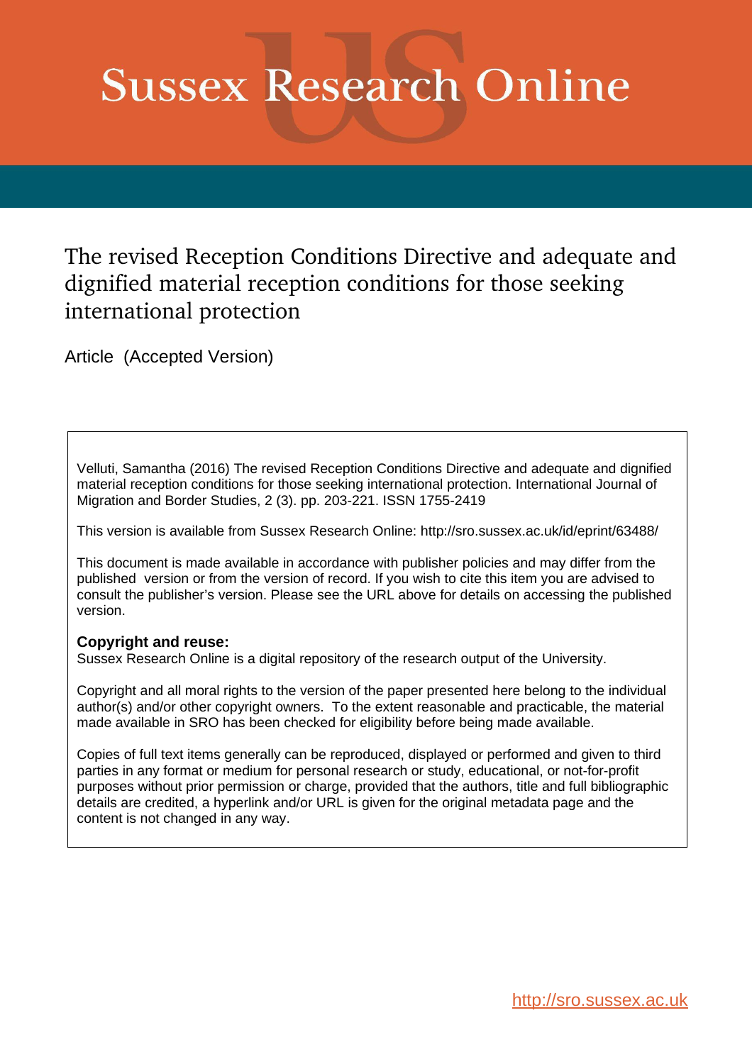# Sussex Research Online

## The revised Reception Conditions Directive and adequate and dignified material reception conditions for those seeking international protection

Article (Accepted Version)

Velluti, Samantha (2016) The revised Reception Conditions Directive and adequate and dignified material reception conditions for those seeking international protection. International Journal of Migration and Border Studies, 2 (3). pp. 203-221. ISSN 1755-2419

This version is available from Sussex Research Online: http://sro.sussex.ac.uk/id/eprint/63488/

This document is made available in accordance with publisher policies and may differ from the published version or from the version of record. If you wish to cite this item you are advised to consult the publisher's version. Please see the URL above for details on accessing the published version.

**Copyright and reuse:**
Sussex Research Online is a digital repository of the research output of the University.

Copyright and all moral rights to the version of the paper presented here belong to the individual author(s) and/or other copyright owners. To the extent reasonable and practicable, the material made available in SRO has been checked for eligibility before being made available.

Copies of full text items generally can be reproduced, displayed or performed and given to third parties in any format or medium for personal research or study, educational, or not-for-profit purposes without prior permission or charge, provided that the authors, title and full bibliographic details are credited, a hyperlink and/or URL is given for the original metadata page and the content is not changed in any way.

http://sro.sussex.ac.uk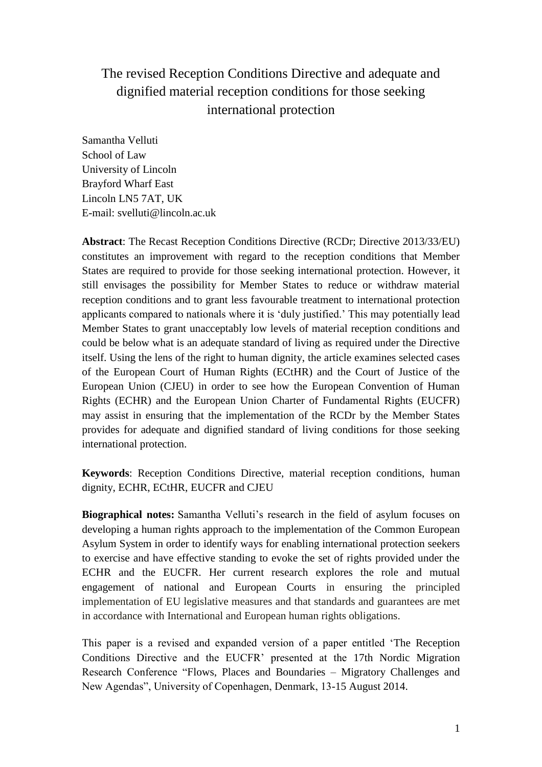# The revised Reception Conditions Directive and adequate and dignified material reception conditions for those seeking international protection

Samantha Velluti
School of Law
University of Lincoln
Brayford Wharf East
Lincoln LN5 7AT, UK
E-mail: svelluti@lincoln.ac.uk

**Abstract**: The Recast Reception Conditions Directive (RCDr; Directive 2013/33/EU) constitutes an improvement with regard to the reception conditions that Member States are required to provide for those seeking international protection. However, it still envisages the possibility for Member States to reduce or withdraw material reception conditions and to grant less favourable treatment to international protection applicants compared to nationals where it is 'duly justified.' This may potentially lead Member States to grant unacceptably low levels of material reception conditions and could be below what is an adequate standard of living as required under the Directive itself. Using the lens of the right to human dignity, the article examines selected cases of the European Court of Human Rights (ECtHR) and the Court of Justice of the European Union (CJEU) in order to see how the European Convention of Human Rights (ECHR) and the European Union Charter of Fundamental Rights (EUCFR) may assist in ensuring that the implementation of the RCDr by the Member States provides for adequate and dignified standard of living conditions for those seeking international protection.

**Keywords**: Reception Conditions Directive, material reception conditions, human dignity, ECHR, ECtHR, EUCFR and CJEU

**Biographical notes:** Samantha Velluti's research in the field of asylum focuses on developing a human rights approach to the implementation of the Common European Asylum System in order to identify ways for enabling international protection seekers to exercise and have effective standing to evoke the set of rights provided under the ECHR and the EUCFR. Her current research explores the role and mutual engagement of national and European Courts in ensuring the principled implementation of EU legislative measures and that standards and guarantees are met in accordance with International and European human rights obligations.

This paper is a revised and expanded version of a paper entitled 'The Reception Conditions Directive and the EUCFR' presented at the 17th Nordic Migration Research Conference "Flows, Places and Boundaries – Migratory Challenges and New Agendas", University of Copenhagen, Denmark, 13-15 August 2014.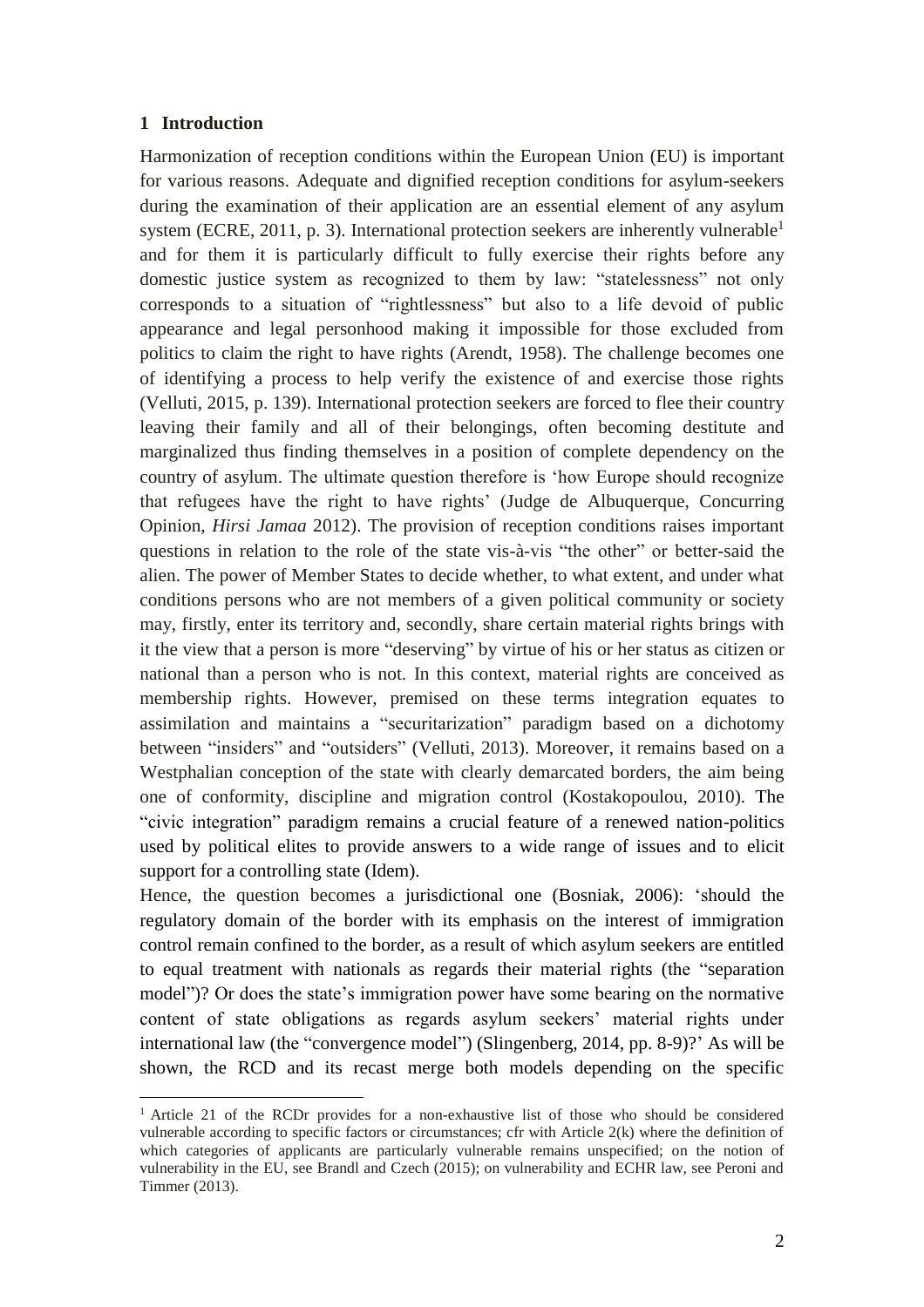## 1 Introduction

Harmonization of reception conditions within the European Union (EU) is important for various reasons. Adequate and dignified reception conditions for asylum-seekers during the examination of their application are an essential element of any asylum system (ECRE, 2011, p. 3). International protection seekers are inherently vulnerable[1] and for them it is particularly difficult to fully exercise their rights before any domestic justice system as recognized to them by law: "statelessness" not only corresponds to a situation of "rightlessness" but also to a life devoid of public appearance and legal personhood making it impossible for those excluded from politics to claim the right to have rights (Arendt, 1958). The challenge becomes one of identifying a process to help verify the existence of and exercise those rights (Velluti, 2015, p. 139). International protection seekers are forced to flee their country leaving their family and all of their belongings, often becoming destitute and marginalized thus finding themselves in a position of complete dependency on the country of asylum. The ultimate question therefore is 'how Europe should recognize that refugees have the right to have rights' (Judge de Albuquerque, Concurring Opinion, *Hirsi Jamaa* 2012). The provision of reception conditions raises important questions in relation to the role of the state vis-à-vis "the other" or better-said the alien. The power of Member States to decide whether, to what extent, and under what conditions persons who are not members of a given political community or society may, firstly, enter its territory and, secondly, share certain material rights brings with it the view that a person is more "deserving" by virtue of his or her status as citizen or national than a person who is not. In this context, material rights are conceived as membership rights. However, premised on these terms integration equates to assimilation and maintains a "securitarization" paradigm based on a dichotomy between "insiders" and "outsiders" (Velluti, 2013). Moreover, it remains based on a Westphalian conception of the state with clearly demarcated borders, the aim being one of conformity, discipline and migration control (Kostakopoulou, 2010). The "civic integration" paradigm remains a crucial feature of a renewed nation-politics used by political elites to provide answers to a wide range of issues and to elicit support for a controlling state (Idem).

Hence, the question becomes a jurisdictional one (Bosniak, 2006): 'should the regulatory domain of the border with its emphasis on the interest of immigration control remain confined to the border, as a result of which asylum seekers are entitled to equal treatment with nationals as regards their material rights (the "separation model")? Or does the state's immigration power have some bearing on the normative content of state obligations as regards asylum seekers' material rights under international law (the "convergence model") (Slingenberg, 2014, pp. 8-9)?' As will be shown, the RCD and its recast merge both models depending on the specific

---

[1] Article 21 of the RCDr provides for a non-exhaustive list of those who should be considered vulnerable according to specific factors or circumstances; cfr with Article 2(k) where the definition of which categories of applicants are particularly vulnerable remains unspecified; on the notion of vulnerability in the EU, see Brandl and Czech (2015); on vulnerability and ECHR law, see Peroni and Timmer (2013).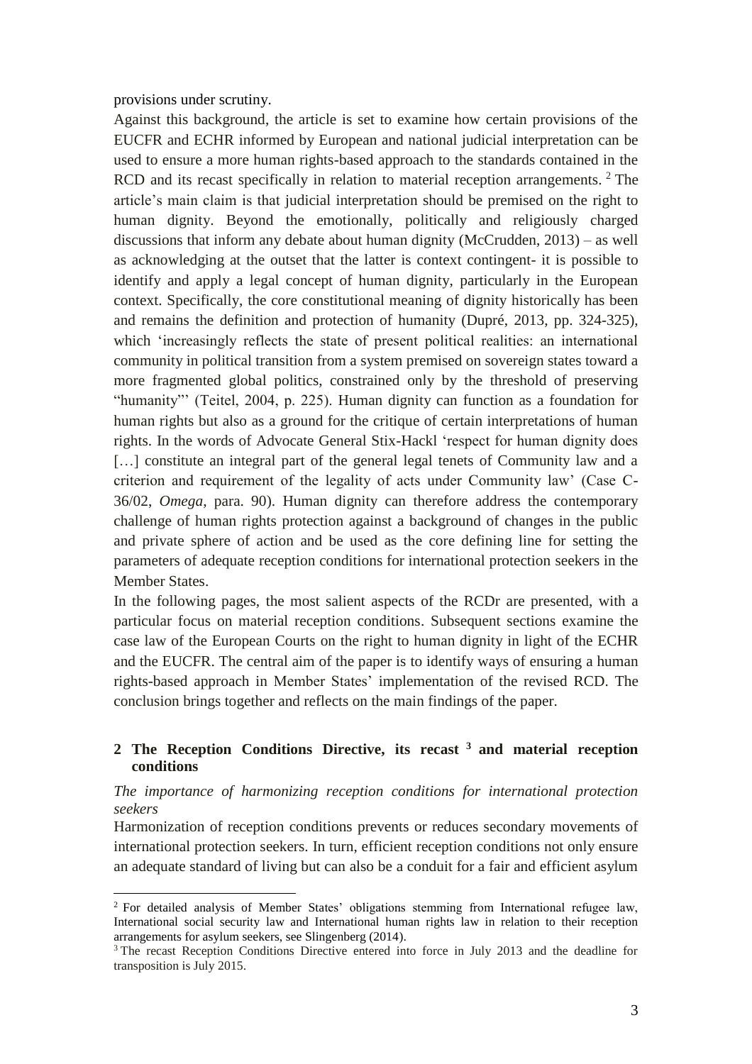provisions under scrutiny.

Against this background, the article is set to examine how certain provisions of the EUCFR and ECHR informed by European and national judicial interpretation can be used to ensure a more human rights-based approach to the standards contained in the RCD and its recast specifically in relation to material reception arrangements. [2] The article's main claim is that judicial interpretation should be premised on the right to human dignity. Beyond the emotionally, politically and religiously charged discussions that inform any debate about human dignity (McCrudden, 2013) – as well as acknowledging at the outset that the latter is context contingent- it is possible to identify and apply a legal concept of human dignity, particularly in the European context. Specifically, the core constitutional meaning of dignity historically has been and remains the definition and protection of humanity (Dupré, 2013, pp. 324-325), which 'increasingly reflects the state of present political realities: an international community in political transition from a system premised on sovereign states toward a more fragmented global politics, constrained only by the threshold of preserving "humanity"' (Teitel, 2004, p. 225). Human dignity can function as a foundation for human rights but also as a ground for the critique of certain interpretations of human rights. In the words of Advocate General Stix-Hackl 'respect for human dignity does [...] constitute an integral part of the general legal tenets of Community law and a criterion and requirement of the legality of acts under Community law' (Case C-36/02, *Omega*, para. 90). Human dignity can therefore address the contemporary challenge of human rights protection against a background of changes in the public and private sphere of action and be used as the core defining line for setting the parameters of adequate reception conditions for international protection seekers in the Member States.

In the following pages, the most salient aspects of the RCDr are presented, with a particular focus on material reception conditions. Subsequent sections examine the case law of the European Courts on the right to human dignity in light of the ECHR and the EUCFR. The central aim of the paper is to identify ways of ensuring a human rights-based approach in Member States' implementation of the revised RCD. The conclusion brings together and reflects on the main findings of the paper.

## 2 The Reception Conditions Directive, its recast [3] and material reception conditions

*The importance of harmonizing reception conditions for international protection seekers*

Harmonization of reception conditions prevents or reduces secondary movements of international protection seekers. In turn, efficient reception conditions not only ensure an adequate standard of living but can also be a conduit for a fair and efficient asylum

---

[2] For detailed analysis of Member States' obligations stemming from International refugee law, International social security law and International human rights law in relation to their reception arrangements for asylum seekers, see Slingenberg (2014).

[3] The recast Reception Conditions Directive entered into force in July 2013 and the deadline for transposition is July 2015.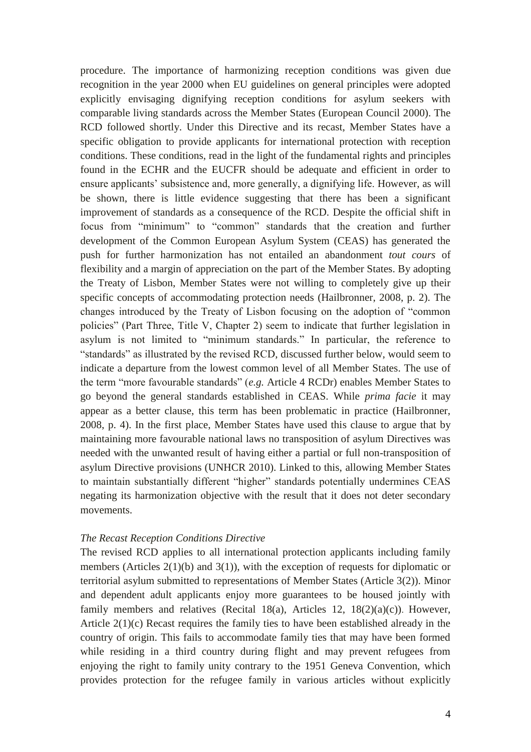procedure. The importance of harmonizing reception conditions was given due recognition in the year 2000 when EU guidelines on general principles were adopted explicitly envisaging dignifying reception conditions for asylum seekers with comparable living standards across the Member States (European Council 2000). The RCD followed shortly. Under this Directive and its recast, Member States have a specific obligation to provide applicants for international protection with reception conditions. These conditions, read in the light of the fundamental rights and principles found in the ECHR and the EUCFR should be adequate and efficient in order to ensure applicants' subsistence and, more generally, a dignifying life. However, as will be shown, there is little evidence suggesting that there has been a significant improvement of standards as a consequence of the RCD. Despite the official shift in focus from "minimum" to "common" standards that the creation and further development of the Common European Asylum System (CEAS) has generated the push for further harmonization has not entailed an abandonment *tout cours* of flexibility and a margin of appreciation on the part of the Member States. By adopting the Treaty of Lisbon, Member States were not willing to completely give up their specific concepts of accommodating protection needs (Hailbronner, 2008, p. 2). The changes introduced by the Treaty of Lisbon focusing on the adoption of "common policies" (Part Three, Title V, Chapter 2) seem to indicate that further legislation in asylum is not limited to "minimum standards." In particular, the reference to "standards" as illustrated by the revised RCD, discussed further below, would seem to indicate a departure from the lowest common level of all Member States. The use of the term "more favourable standards" (*e.g.* Article 4 RCDr) enables Member States to go beyond the general standards established in CEAS. While *prima facie* it may appear as a better clause, this term has been problematic in practice (Hailbronner, 2008, p. 4). In the first place, Member States have used this clause to argue that by maintaining more favourable national laws no transposition of asylum Directives was needed with the unwanted result of having either a partial or full non-transposition of asylum Directive provisions (UNHCR 2010). Linked to this, allowing Member States to maintain substantially different "higher" standards potentially undermines CEAS negating its harmonization objective with the result that it does not deter secondary movements.

*The Recast Reception Conditions Directive*

The revised RCD applies to all international protection applicants including family members (Articles 2(1)(b) and 3(1)), with the exception of requests for diplomatic or territorial asylum submitted to representations of Member States (Article 3(2)). Minor and dependent adult applicants enjoy more guarantees to be housed jointly with family members and relatives (Recital 18(a), Articles 12, 18(2)(a)(c)). However, Article 2(1)(c) Recast requires the family ties to have been established already in the country of origin. This fails to accommodate family ties that may have been formed while residing in a third country during flight and may prevent refugees from enjoying the right to family unity contrary to the 1951 Geneva Convention, which provides protection for the refugee family in various articles without explicitly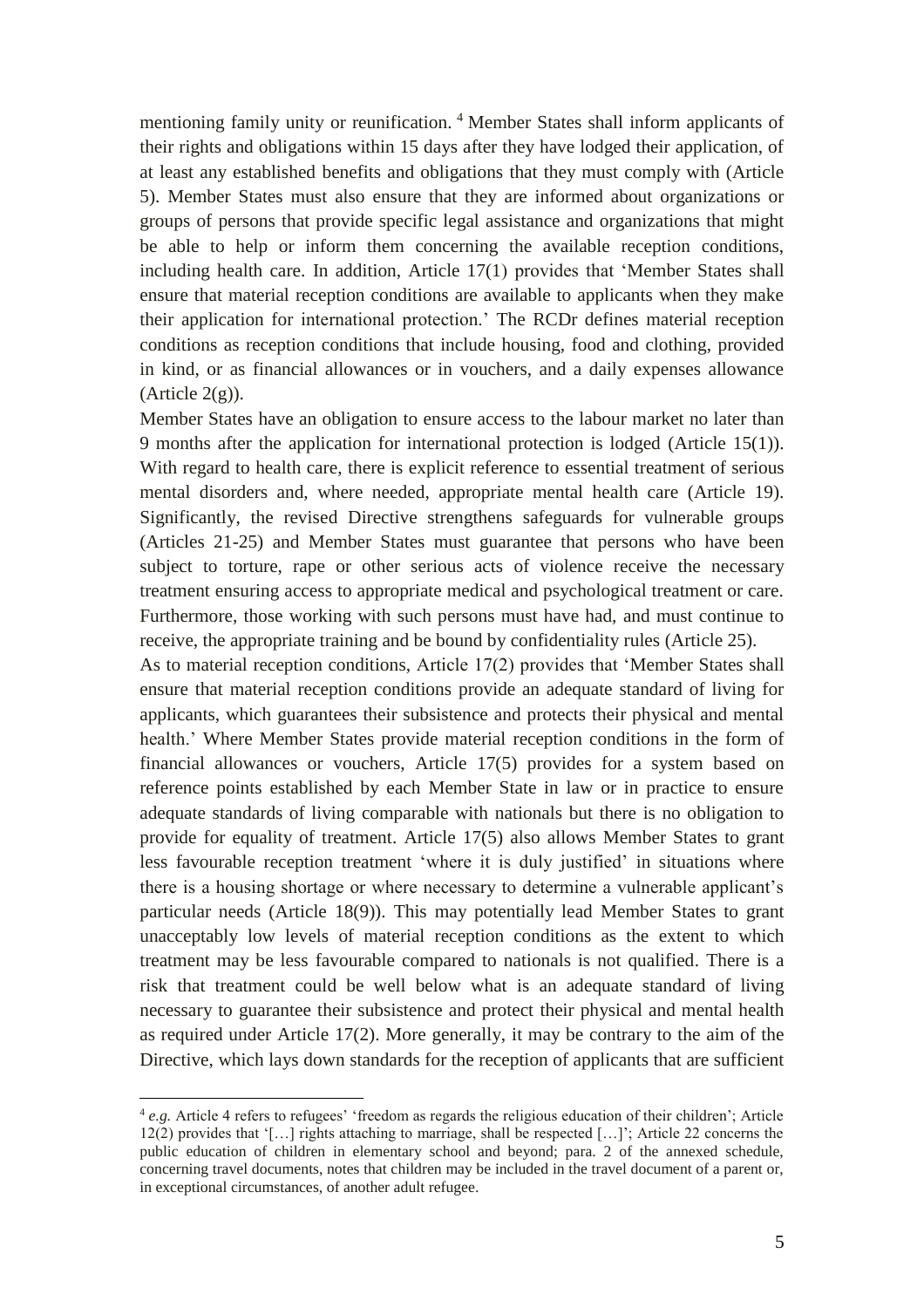mentioning family unity or reunification. [4] Member States shall inform applicants of their rights and obligations within 15 days after they have lodged their application, of at least any established benefits and obligations that they must comply with (Article 5). Member States must also ensure that they are informed about organizations or groups of persons that provide specific legal assistance and organizations that might be able to help or inform them concerning the available reception conditions, including health care. In addition, Article 17(1) provides that 'Member States shall ensure that material reception conditions are available to applicants when they make their application for international protection.' The RCDr defines material reception conditions as reception conditions that include housing, food and clothing, provided in kind, or as financial allowances or in vouchers, and a daily expenses allowance (Article 2(g)).

Member States have an obligation to ensure access to the labour market no later than 9 months after the application for international protection is lodged (Article 15(1)). With regard to health care, there is explicit reference to essential treatment of serious mental disorders and, where needed, appropriate mental health care (Article 19). Significantly, the revised Directive strengthens safeguards for vulnerable groups (Articles 21-25) and Member States must guarantee that persons who have been subject to torture, rape or other serious acts of violence receive the necessary treatment ensuring access to appropriate medical and psychological treatment or care. Furthermore, those working with such persons must have had, and must continue to receive, the appropriate training and be bound by confidentiality rules (Article 25).

As to material reception conditions, Article 17(2) provides that 'Member States shall ensure that material reception conditions provide an adequate standard of living for applicants, which guarantees their subsistence and protects their physical and mental health.' Where Member States provide material reception conditions in the form of financial allowances or vouchers, Article 17(5) provides for a system based on reference points established by each Member State in law or in practice to ensure adequate standards of living comparable with nationals but there is no obligation to provide for equality of treatment. Article 17(5) also allows Member States to grant less favourable reception treatment 'where it is duly justified' in situations where there is a housing shortage or where necessary to determine a vulnerable applicant's particular needs (Article 18(9)). This may potentially lead Member States to grant unacceptably low levels of material reception conditions as the extent to which treatment may be less favourable compared to nationals is not qualified. There is a risk that treatment could be well below what is an adequate standard of living necessary to guarantee their subsistence and protect their physical and mental health as required under Article 17(2). More generally, it may be contrary to the aim of the Directive, which lays down standards for the reception of applicants that are sufficient

[4] *e.g.* Article 4 refers to refugees' 'freedom as regards the religious education of their children'; Article 12(2) provides that '[…] rights attaching to marriage, shall be respected […]'; Article 22 concerns the public education of children in elementary school and beyond; para. 2 of the annexed schedule, concerning travel documents, notes that children may be included in the travel document of a parent or, in exceptional circumstances, of another adult refugee.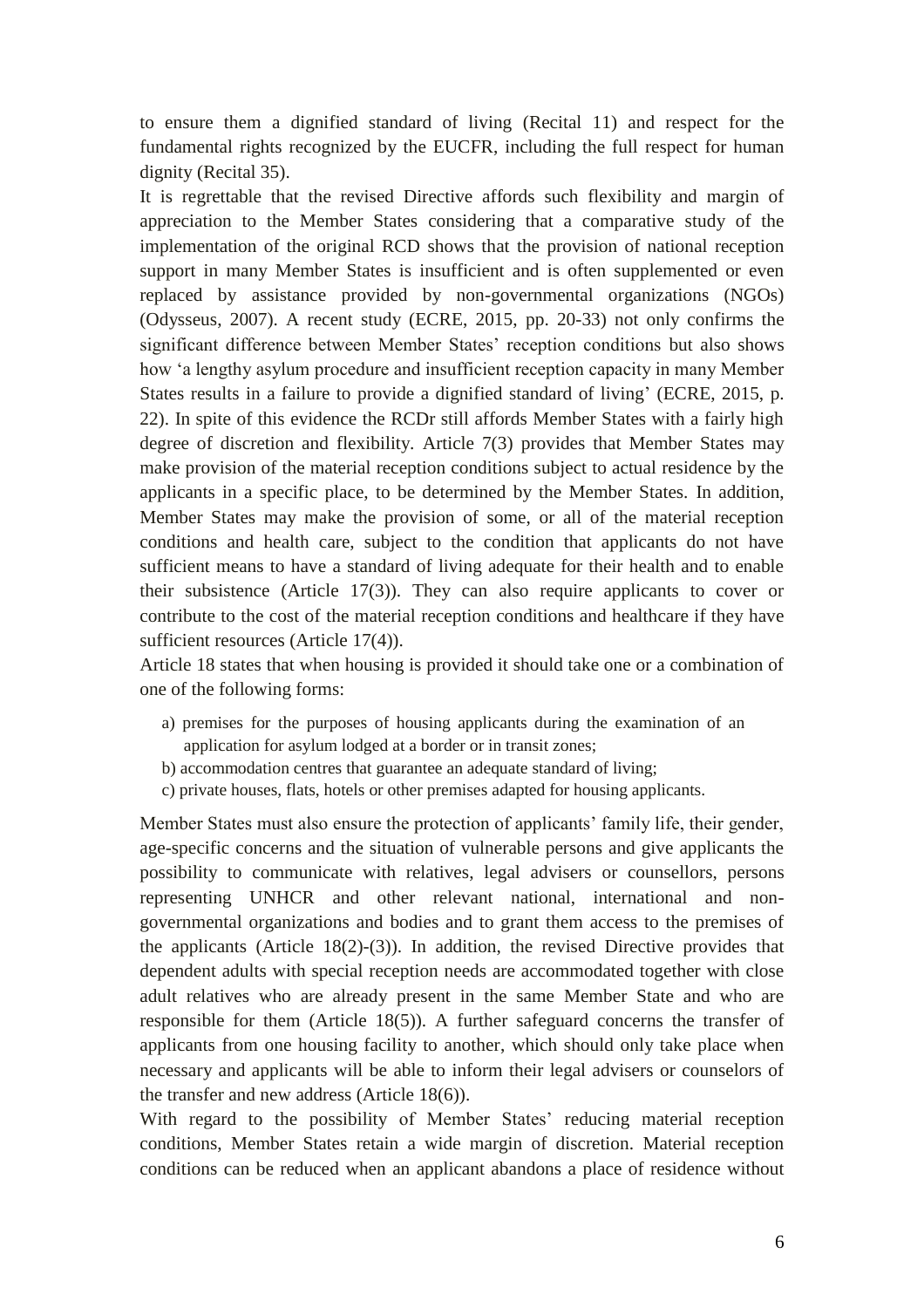to ensure them a dignified standard of living (Recital 11) and respect for the fundamental rights recognized by the EUCFR, including the full respect for human dignity (Recital 35).

It is regrettable that the revised Directive affords such flexibility and margin of appreciation to the Member States considering that a comparative study of the implementation of the original RCD shows that the provision of national reception support in many Member States is insufficient and is often supplemented or even replaced by assistance provided by non-governmental organizations (NGOs) (Odysseus, 2007). A recent study (ECRE, 2015, pp. 20-33) not only confirms the significant difference between Member States' reception conditions but also shows how 'a lengthy asylum procedure and insufficient reception capacity in many Member States results in a failure to provide a dignified standard of living' (ECRE, 2015, p. 22). In spite of this evidence the RCDr still affords Member States with a fairly high degree of discretion and flexibility. Article 7(3) provides that Member States may make provision of the material reception conditions subject to actual residence by the applicants in a specific place, to be determined by the Member States. In addition, Member States may make the provision of some, or all of the material reception conditions and health care, subject to the condition that applicants do not have sufficient means to have a standard of living adequate for their health and to enable their subsistence (Article 17(3)). They can also require applicants to cover or contribute to the cost of the material reception conditions and healthcare if they have sufficient resources (Article 17(4)).

Article 18 states that when housing is provided it should take one or a combination of one of the following forms:

a) premises for the purposes of housing applicants during the examination of an application for asylum lodged at a border or in transit zones;
b) accommodation centres that guarantee an adequate standard of living;
c) private houses, flats, hotels or other premises adapted for housing applicants.

Member States must also ensure the protection of applicants' family life, their gender, age-specific concerns and the situation of vulnerable persons and give applicants the possibility to communicate with relatives, legal advisers or counsellors, persons representing UNHCR and other relevant national, international and non-governmental organizations and bodies and to grant them access to the premises of the applicants (Article 18(2)-(3)). In addition, the revised Directive provides that dependent adults with special reception needs are accommodated together with close adult relatives who are already present in the same Member State and who are responsible for them (Article 18(5)). A further safeguard concerns the transfer of applicants from one housing facility to another, which should only take place when necessary and applicants will be able to inform their legal advisers or counselors of the transfer and new address (Article 18(6)).

With regard to the possibility of Member States' reducing material reception conditions, Member States retain a wide margin of discretion. Material reception conditions can be reduced when an applicant abandons a place of residence without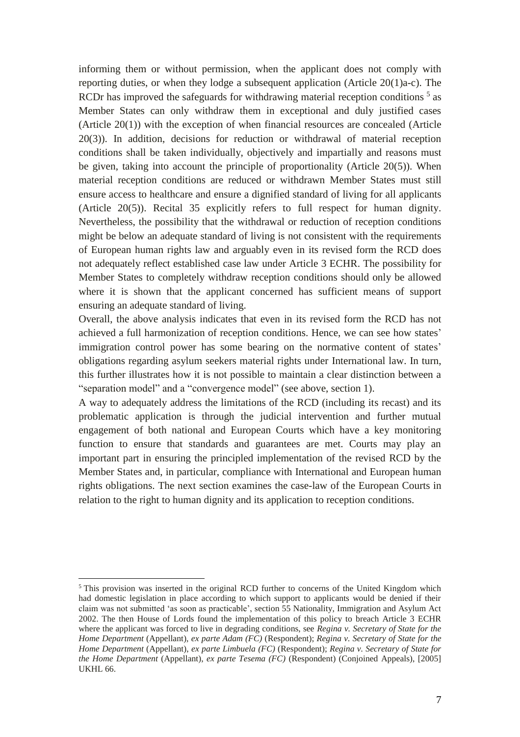informing them or without permission, when the applicant does not comply with reporting duties, or when they lodge a subsequent application (Article 20(1)a-c). The RCDr has improved the safeguards for withdrawing material reception conditions [5] as Member States can only withdraw them in exceptional and duly justified cases (Article 20(1)) with the exception of when financial resources are concealed (Article 20(3)). In addition, decisions for reduction or withdrawal of material reception conditions shall be taken individually, objectively and impartially and reasons must be given, taking into account the principle of proportionality (Article 20(5)). When material reception conditions are reduced or withdrawn Member States must still ensure access to healthcare and ensure a dignified standard of living for all applicants (Article 20(5)). Recital 35 explicitly refers to full respect for human dignity. Nevertheless, the possibility that the withdrawal or reduction of reception conditions might be below an adequate standard of living is not consistent with the requirements of European human rights law and arguably even in its revised form the RCD does not adequately reflect established case law under Article 3 ECHR. The possibility for Member States to completely withdraw reception conditions should only be allowed where it is shown that the applicant concerned has sufficient means of support ensuring an adequate standard of living.

Overall, the above analysis indicates that even in its revised form the RCD has not achieved a full harmonization of reception conditions. Hence, we can see how states' immigration control power has some bearing on the normative content of states' obligations regarding asylum seekers material rights under International law. In turn, this further illustrates how it is not possible to maintain a clear distinction between a "separation model" and a "convergence model" (see above, section 1).

A way to adequately address the limitations of the RCD (including its recast) and its problematic application is through the judicial intervention and further mutual engagement of both national and European Courts which have a key monitoring function to ensure that standards and guarantees are met. Courts may play an important part in ensuring the principled implementation of the revised RCD by the Member States and, in particular, compliance with International and European human rights obligations. The next section examines the case-law of the European Courts in relation to the right to human dignity and its application to reception conditions.

---

[5] This provision was inserted in the original RCD further to concerns of the United Kingdom which had domestic legislation in place according to which support to applicants would be denied if their claim was not submitted 'as soon as practicable', section 55 Nationality, Immigration and Asylum Act 2002. The then House of Lords found the implementation of this policy to breach Article 3 ECHR where the applicant was forced to live in degrading conditions, see *Regina v. Secretary of State for the Home Department* (Appellant), *ex parte Adam (FC)* (Respondent); *Regina v. Secretary of State for the Home Department* (Appellant), *ex parte Limbuela (FC)* (Respondent); *Regina v. Secretary of State for the Home Department* (Appellant), *ex parte Tesema (FC)* (Respondent) (Conjoined Appeals), [2005] UKHL 66.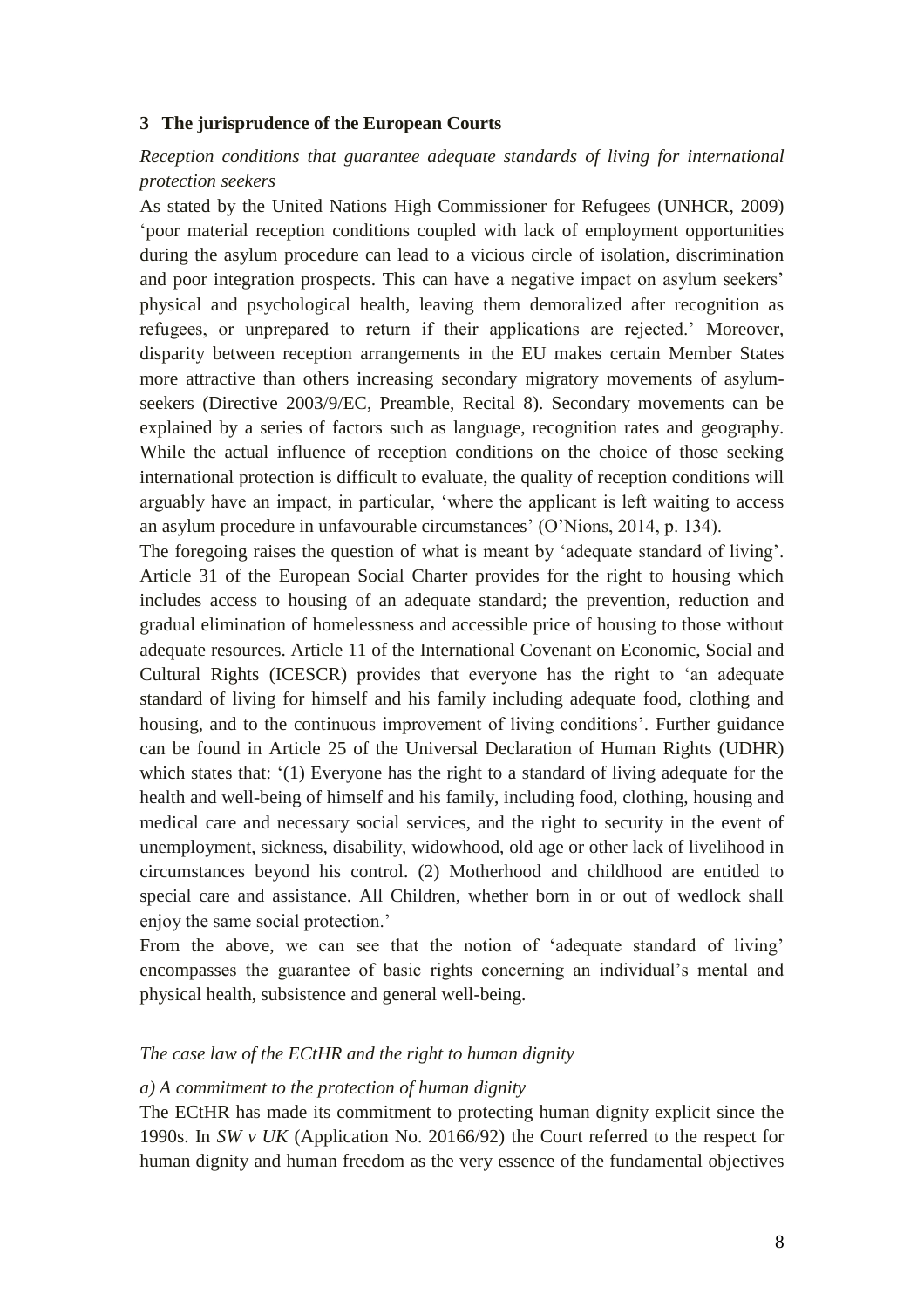## 3 The jurisprudence of the European Courts

*Reception conditions that guarantee adequate standards of living for international protection seekers*

As stated by the United Nations High Commissioner for Refugees (UNHCR, 2009) 'poor material reception conditions coupled with lack of employment opportunities during the asylum procedure can lead to a vicious circle of isolation, discrimination and poor integration prospects. This can have a negative impact on asylum seekers' physical and psychological health, leaving them demoralized after recognition as refugees, or unprepared to return if their applications are rejected.' Moreover, disparity between reception arrangements in the EU makes certain Member States more attractive than others increasing secondary migratory movements of asylum-seekers (Directive 2003/9/EC, Preamble, Recital 8). Secondary movements can be explained by a series of factors such as language, recognition rates and geography. While the actual influence of reception conditions on the choice of those seeking international protection is difficult to evaluate, the quality of reception conditions will arguably have an impact, in particular, 'where the applicant is left waiting to access an asylum procedure in unfavourable circumstances' (O'Nions, 2014, p. 134).

The foregoing raises the question of what is meant by 'adequate standard of living'. Article 31 of the European Social Charter provides for the right to housing which includes access to housing of an adequate standard; the prevention, reduction and gradual elimination of homelessness and accessible price of housing to those without adequate resources. Article 11 of the International Covenant on Economic, Social and Cultural Rights (ICESCR) provides that everyone has the right to 'an adequate standard of living for himself and his family including adequate food, clothing and housing, and to the continuous improvement of living conditions'. Further guidance can be found in Article 25 of the Universal Declaration of Human Rights (UDHR) which states that: '(1) Everyone has the right to a standard of living adequate for the health and well-being of himself and his family, including food, clothing, housing and medical care and necessary social services, and the right to security in the event of unemployment, sickness, disability, widowhood, old age or other lack of livelihood in circumstances beyond his control. (2) Motherhood and childhood are entitled to special care and assistance. All Children, whether born in or out of wedlock shall enjoy the same social protection.'

From the above, we can see that the notion of 'adequate standard of living' encompasses the guarantee of basic rights concerning an individual's mental and physical health, subsistence and general well-being.

*The case law of the ECtHR and the right to human dignity*

*a) A commitment to the protection of human dignity*

The ECtHR has made its commitment to protecting human dignity explicit since the 1990s. In *SW v UK* (Application No. 20166/92) the Court referred to the respect for human dignity and human freedom as the very essence of the fundamental objectives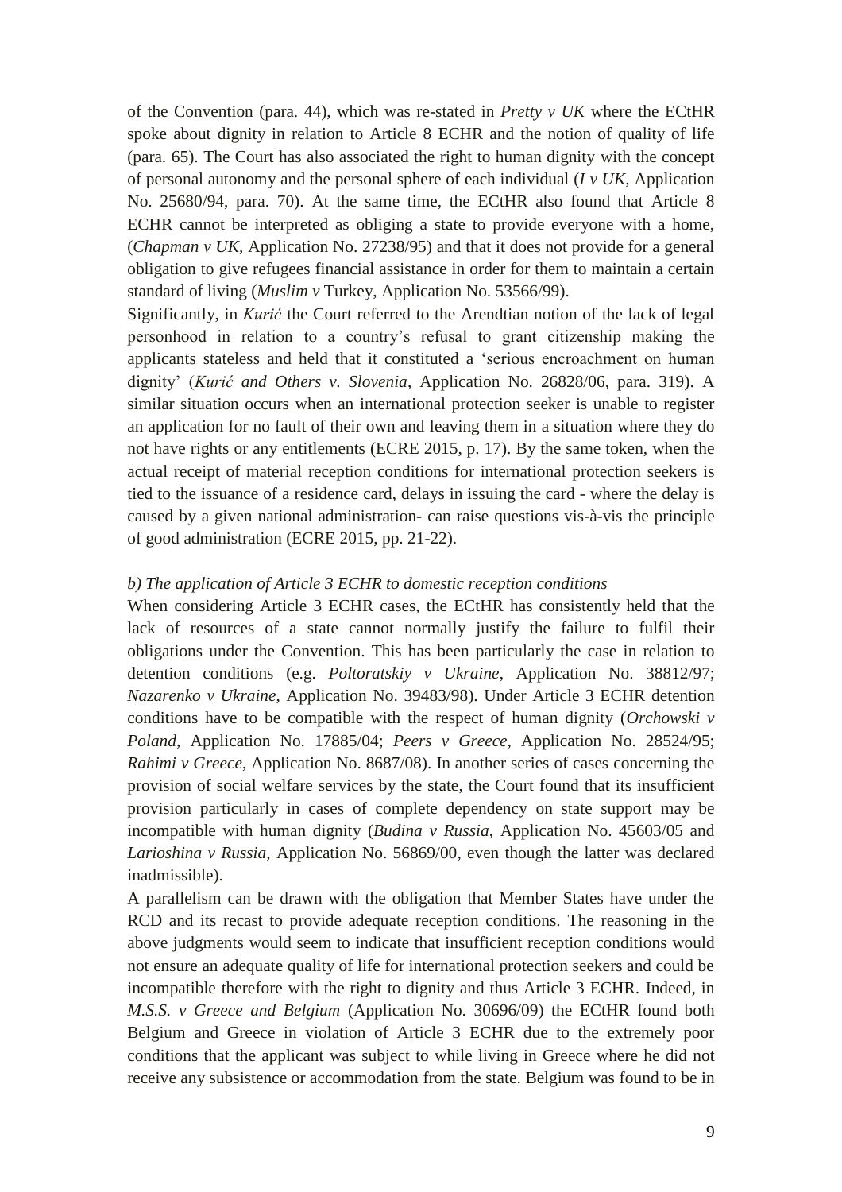of the Convention (para. 44), which was re-stated in *Pretty v UK* where the ECtHR spoke about dignity in relation to Article 8 ECHR and the notion of quality of life (para. 65). The Court has also associated the right to human dignity with the concept of personal autonomy and the personal sphere of each individual (*I v UK*, Application No. 25680/94, para. 70). At the same time, the ECtHR also found that Article 8 ECHR cannot be interpreted as obliging a state to provide everyone with a home, (*Chapman v UK*, Application No. 27238/95) and that it does not provide for a general obligation to give refugees financial assistance in order for them to maintain a certain standard of living (*Muslim v* Turkey, Application No. 53566/99).

Significantly, in *Kurić* the Court referred to the Arendtian notion of the lack of legal personhood in relation to a country's refusal to grant citizenship making the applicants stateless and held that it constituted a 'serious encroachment on human dignity' (*Kurić and Others v. Slovenia*, Application No. 26828/06, para. 319). A similar situation occurs when an international protection seeker is unable to register an application for no fault of their own and leaving them in a situation where they do not have rights or any entitlements (ECRE 2015, p. 17). By the same token, when the actual receipt of material reception conditions for international protection seekers is tied to the issuance of a residence card, delays in issuing the card - where the delay is caused by a given national administration- can raise questions vis-à-vis the principle of good administration (ECRE 2015, pp. 21-22).

*b) The application of Article 3 ECHR to domestic reception conditions*

When considering Article 3 ECHR cases, the ECtHR has consistently held that the lack of resources of a state cannot normally justify the failure to fulfil their obligations under the Convention. This has been particularly the case in relation to detention conditions (e.g. *Poltoratskiy v Ukraine*, Application No. 38812/97; *Nazarenko v Ukraine*, Application No. 39483/98). Under Article 3 ECHR detention conditions have to be compatible with the respect of human dignity (*Orchowski v Poland*, Application No. 17885/04; *Peers v Greece*, Application No. 28524/95; *Rahimi v Greece*, Application No. 8687/08). In another series of cases concerning the provision of social welfare services by the state, the Court found that its insufficient provision particularly in cases of complete dependency on state support may be incompatible with human dignity (*Budina v Russia*, Application No. 45603/05 and *Larioshina v Russia*, Application No. 56869/00, even though the latter was declared inadmissible).

A parallelism can be drawn with the obligation that Member States have under the RCD and its recast to provide adequate reception conditions. The reasoning in the above judgments would seem to indicate that insufficient reception conditions would not ensure an adequate quality of life for international protection seekers and could be incompatible therefore with the right to dignity and thus Article 3 ECHR. Indeed, in *M.S.S. v Greece and Belgium* (Application No. 30696/09) the ECtHR found both Belgium and Greece in violation of Article 3 ECHR due to the extremely poor conditions that the applicant was subject to while living in Greece where he did not receive any subsistence or accommodation from the state. Belgium was found to be in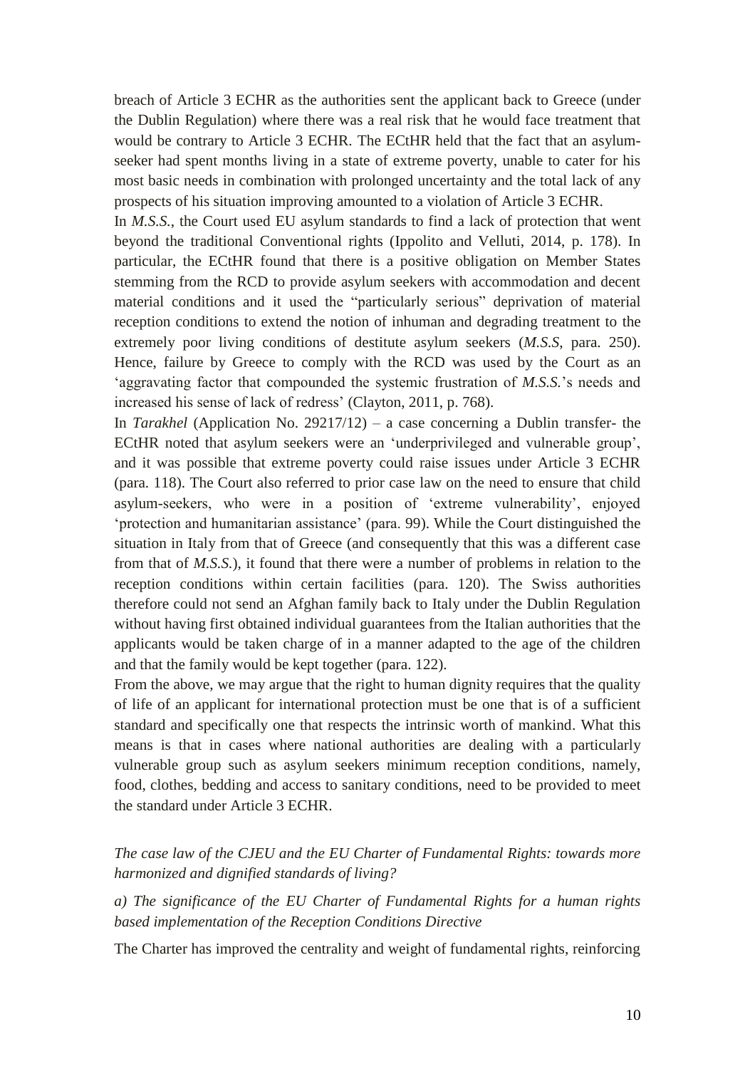breach of Article 3 ECHR as the authorities sent the applicant back to Greece (under the Dublin Regulation) where there was a real risk that he would face treatment that would be contrary to Article 3 ECHR. The ECtHR held that the fact that an asylum-seeker had spent months living in a state of extreme poverty, unable to cater for his most basic needs in combination with prolonged uncertainty and the total lack of any prospects of his situation improving amounted to a violation of Article 3 ECHR.

In *M.S.S.*, the Court used EU asylum standards to find a lack of protection that went beyond the traditional Conventional rights (Ippolito and Velluti, 2014, p. 178). In particular, the ECtHR found that there is a positive obligation on Member States stemming from the RCD to provide asylum seekers with accommodation and decent material conditions and it used the "particularly serious" deprivation of material reception conditions to extend the notion of inhuman and degrading treatment to the extremely poor living conditions of destitute asylum seekers (*M.S.S*, para. 250). Hence, failure by Greece to comply with the RCD was used by the Court as an 'aggravating factor that compounded the systemic frustration of *M.S.S.*'s needs and increased his sense of lack of redress' (Clayton, 2011, p. 768).

In *Tarakhel* (Application No. 29217/12) – a case concerning a Dublin transfer- the ECtHR noted that asylum seekers were an 'underprivileged and vulnerable group', and it was possible that extreme poverty could raise issues under Article 3 ECHR (para. 118). The Court also referred to prior case law on the need to ensure that child asylum-seekers, who were in a position of 'extreme vulnerability', enjoyed 'protection and humanitarian assistance' (para. 99). While the Court distinguished the situation in Italy from that of Greece (and consequently that this was a different case from that of *M.S.S.*), it found that there were a number of problems in relation to the reception conditions within certain facilities (para. 120). The Swiss authorities therefore could not send an Afghan family back to Italy under the Dublin Regulation without having first obtained individual guarantees from the Italian authorities that the applicants would be taken charge of in a manner adapted to the age of the children and that the family would be kept together (para. 122).

From the above, we may argue that the right to human dignity requires that the quality of life of an applicant for international protection must be one that is of a sufficient standard and specifically one that respects the intrinsic worth of mankind. What this means is that in cases where national authorities are dealing with a particularly vulnerable group such as asylum seekers minimum reception conditions, namely, food, clothes, bedding and access to sanitary conditions, need to be provided to meet the standard under Article 3 ECHR.

*The case law of the CJEU and the EU Charter of Fundamental Rights: towards more harmonized and dignified standards of living?*

*a) The significance of the EU Charter of Fundamental Rights for a human rights based implementation of the Reception Conditions Directive*

The Charter has improved the centrality and weight of fundamental rights, reinforcing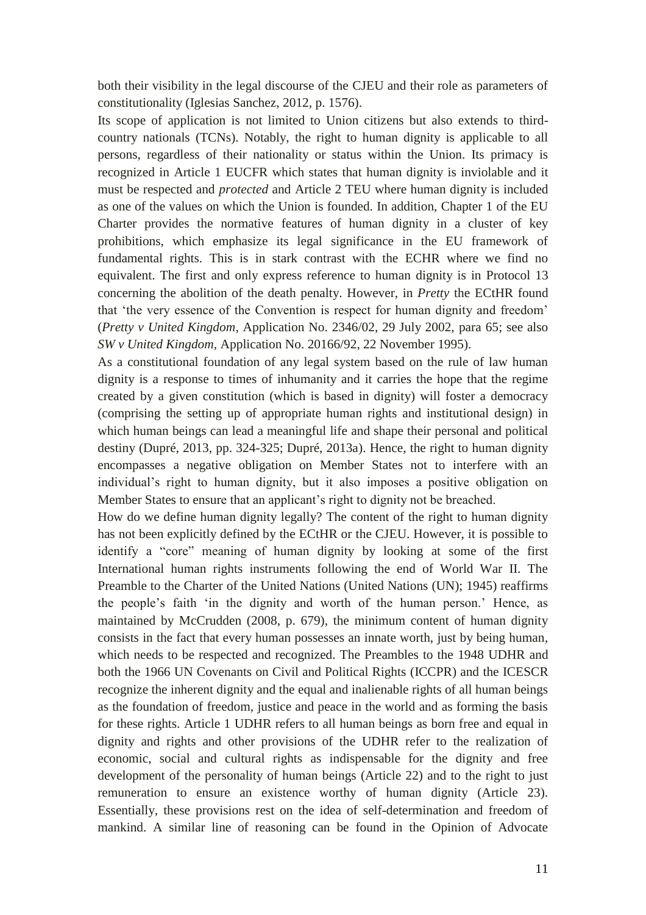both their visibility in the legal discourse of the CJEU and their role as parameters of constitutionality (Iglesias Sanchez, 2012, p. 1576).

Its scope of application is not limited to Union citizens but also extends to third-country nationals (TCNs). Notably, the right to human dignity is applicable to all persons, regardless of their nationality or status within the Union. Its primacy is recognized in Article 1 EUCFR which states that human dignity is inviolable and it must be respected and *protected* and Article 2 TEU where human dignity is included as one of the values on which the Union is founded. In addition, Chapter 1 of the EU Charter provides the normative features of human dignity in a cluster of key prohibitions, which emphasize its legal significance in the EU framework of fundamental rights. This is in stark contrast with the ECHR where we find no equivalent. The first and only express reference to human dignity is in Protocol 13 concerning the abolition of the death penalty. However, in *Pretty* the ECtHR found that 'the very essence of the Convention is respect for human dignity and freedom' (*Pretty v United Kingdom*, Application No. 2346/02, 29 July 2002, para 65; see also *SW v United Kingdom*, Application No. 20166/92, 22 November 1995).

As a constitutional foundation of any legal system based on the rule of law human dignity is a response to times of inhumanity and it carries the hope that the regime created by a given constitution (which is based in dignity) will foster a democracy (comprising the setting up of appropriate human rights and institutional design) in which human beings can lead a meaningful life and shape their personal and political destiny (Dupré, 2013, pp. 324-325; Dupré, 2013a). Hence, the right to human dignity encompasses a negative obligation on Member States not to interfere with an individual's right to human dignity, but it also imposes a positive obligation on Member States to ensure that an applicant's right to dignity not be breached.

How do we define human dignity legally? The content of the right to human dignity has not been explicitly defined by the ECtHR or the CJEU. However, it is possible to identify a "core" meaning of human dignity by looking at some of the first International human rights instruments following the end of World War II. The Preamble to the Charter of the United Nations (United Nations (UN); 1945) reaffirms the people's faith 'in the dignity and worth of the human person.' Hence, as maintained by McCrudden (2008, p. 679), the minimum content of human dignity consists in the fact that every human possesses an innate worth, just by being human, which needs to be respected and recognized. The Preambles to the 1948 UDHR and both the 1966 UN Covenants on Civil and Political Rights (ICCPR) and the ICESCR recognize the inherent dignity and the equal and inalienable rights of all human beings as the foundation of freedom, justice and peace in the world and as forming the basis for these rights. Article 1 UDHR refers to all human beings as born free and equal in dignity and rights and other provisions of the UDHR refer to the realization of economic, social and cultural rights as indispensable for the dignity and free development of the personality of human beings (Article 22) and to the right to just remuneration to ensure an existence worthy of human dignity (Article 23). Essentially, these provisions rest on the idea of self-determination and freedom of mankind. A similar line of reasoning can be found in the Opinion of Advocate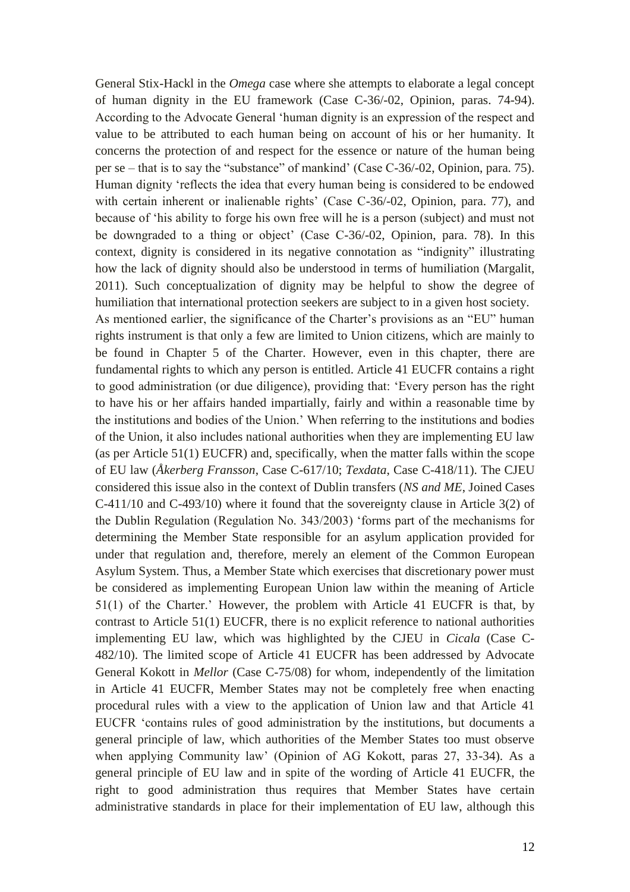General Stix-Hackl in the *Omega* case where she attempts to elaborate a legal concept of human dignity in the EU framework (Case C-36/-02, Opinion, paras. 74-94). According to the Advocate General 'human dignity is an expression of the respect and value to be attributed to each human being on account of his or her humanity. It concerns the protection of and respect for the essence or nature of the human being per se – that is to say the "substance" of mankind' (Case C-36/-02, Opinion, para. 75). Human dignity 'reflects the idea that every human being is considered to be endowed with certain inherent or inalienable rights' (Case C-36/-02, Opinion, para. 77), and because of 'his ability to forge his own free will he is a person (subject) and must not be downgraded to a thing or object' (Case C-36/-02, Opinion, para. 78). In this context, dignity is considered in its negative connotation as "indignity" illustrating how the lack of dignity should also be understood in terms of humiliation (Margalit, 2011). Such conceptualization of dignity may be helpful to show the degree of humiliation that international protection seekers are subject to in a given host society.

As mentioned earlier, the significance of the Charter's provisions as an "EU" human rights instrument is that only a few are limited to Union citizens, which are mainly to be found in Chapter 5 of the Charter. However, even in this chapter, there are fundamental rights to which any person is entitled. Article 41 EUCFR contains a right to good administration (or due diligence), providing that: 'Every person has the right to have his or her affairs handed impartially, fairly and within a reasonable time by the institutions and bodies of the Union.' When referring to the institutions and bodies of the Union, it also includes national authorities when they are implementing EU law (as per Article 51(1) EUCFR) and, specifically, when the matter falls within the scope of EU law (*Åkerberg Fransson*, Case C-617/10; *Texdata*, Case C-418/11). The CJEU considered this issue also in the context of Dublin transfers (*NS and ME*, Joined Cases C-411/10 and C-493/10) where it found that the sovereignty clause in Article 3(2) of the Dublin Regulation (Regulation No. 343/2003) 'forms part of the mechanisms for determining the Member State responsible for an asylum application provided for under that regulation and, therefore, merely an element of the Common European Asylum System. Thus, a Member State which exercises that discretionary power must be considered as implementing European Union law within the meaning of Article 51(1) of the Charter.' However, the problem with Article 41 EUCFR is that, by contrast to Article 51(1) EUCFR, there is no explicit reference to national authorities implementing EU law, which was highlighted by the CJEU in *Cicala* (Case C-482/10). The limited scope of Article 41 EUCFR has been addressed by Advocate General Kokott in *Mellor* (Case C-75/08) for whom, independently of the limitation in Article 41 EUCFR, Member States may not be completely free when enacting procedural rules with a view to the application of Union law and that Article 41 EUCFR 'contains rules of good administration by the institutions, but documents a general principle of law, which authorities of the Member States too must observe when applying Community law' (Opinion of AG Kokott, paras 27, 33-34). As a general principle of EU law and in spite of the wording of Article 41 EUCFR, the right to good administration thus requires that Member States have certain administrative standards in place for their implementation of EU law, although this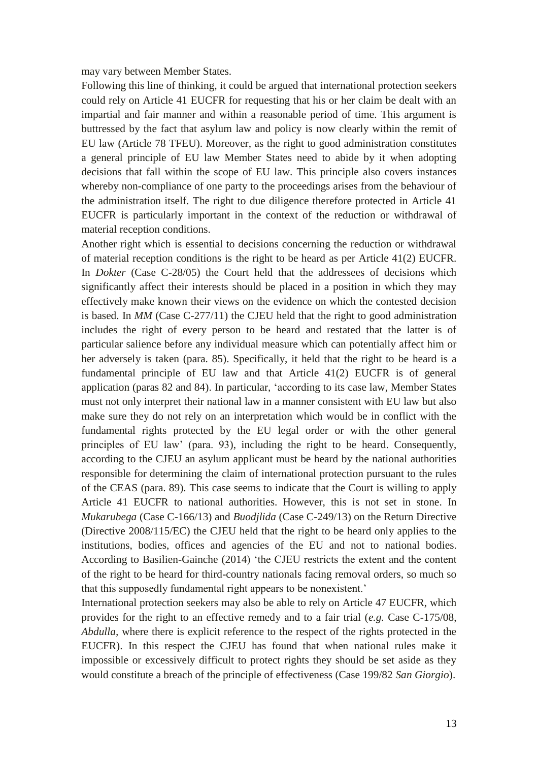may vary between Member States.

Following this line of thinking, it could be argued that international protection seekers could rely on Article 41 EUCFR for requesting that his or her claim be dealt with an impartial and fair manner and within a reasonable period of time. This argument is buttressed by the fact that asylum law and policy is now clearly within the remit of EU law (Article 78 TFEU). Moreover, as the right to good administration constitutes a general principle of EU law Member States need to abide by it when adopting decisions that fall within the scope of EU law. This principle also covers instances whereby non-compliance of one party to the proceedings arises from the behaviour of the administration itself. The right to due diligence therefore protected in Article 41 EUCFR is particularly important in the context of the reduction or withdrawal of material reception conditions.

Another right which is essential to decisions concerning the reduction or withdrawal of material reception conditions is the right to be heard as per Article 41(2) EUCFR. In *Dokter* (Case C-28/05) the Court held that the addressees of decisions which significantly affect their interests should be placed in a position in which they may effectively make known their views on the evidence on which the contested decision is based. In *MM* (Case C-277/11) the CJEU held that the right to good administration includes the right of every person to be heard and restated that the latter is of particular salience before any individual measure which can potentially affect him or her adversely is taken (para. 85). Specifically, it held that the right to be heard is a fundamental principle of EU law and that Article 41(2) EUCFR is of general application (paras 82 and 84). In particular, 'according to its case law, Member States must not only interpret their national law in a manner consistent with EU law but also make sure they do not rely on an interpretation which would be in conflict with the fundamental rights protected by the EU legal order or with the other general principles of EU law' (para. 93), including the right to be heard. Consequently, according to the CJEU an asylum applicant must be heard by the national authorities responsible for determining the claim of international protection pursuant to the rules of the CEAS (para. 89). This case seems to indicate that the Court is willing to apply Article 41 EUCFR to national authorities. However, this is not set in stone. In *Mukarubega* (Case C-166/13) and *Buodjlida* (Case C-249/13) on the Return Directive (Directive 2008/115/EC) the CJEU held that the right to be heard only applies to the institutions, bodies, offices and agencies of the EU and not to national bodies. According to Basilien-Gainche (2014) 'the CJEU restricts the extent and the content of the right to be heard for third-country nationals facing removal orders, so much so that this supposedly fundamental right appears to be nonexistent.'

International protection seekers may also be able to rely on Article 47 EUCFR, which provides for the right to an effective remedy and to a fair trial (*e.g.* Case C-175/08, *Abdulla*, where there is explicit reference to the respect of the rights protected in the EUCFR). In this respect the CJEU has found that when national rules make it impossible or excessively difficult to protect rights they should be set aside as they would constitute a breach of the principle of effectiveness (Case 199/82 *San Giorgio*).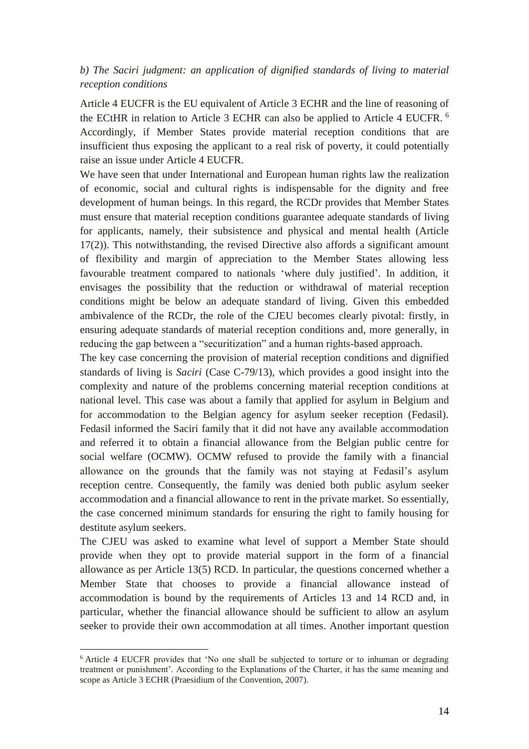*b) The Saciri judgment: an application of dignified standards of living to material reception conditions*

Article 4 EUCFR is the EU equivalent of Article 3 ECHR and the line of reasoning of the ECtHR in relation to Article 3 ECHR can also be applied to Article 4 EUCFR. [6] Accordingly, if Member States provide material reception conditions that are insufficient thus exposing the applicant to a real risk of poverty, it could potentially raise an issue under Article 4 EUCFR.

We have seen that under International and European human rights law the realization of economic, social and cultural rights is indispensable for the dignity and free development of human beings. In this regard, the RCDr provides that Member States must ensure that material reception conditions guarantee adequate standards of living for applicants, namely, their subsistence and physical and mental health (Article 17(2)). This notwithstanding, the revised Directive also affords a significant amount of flexibility and margin of appreciation to the Member States allowing less favourable treatment compared to nationals 'where duly justified'. In addition, it envisages the possibility that the reduction or withdrawal of material reception conditions might be below an adequate standard of living. Given this embedded ambivalence of the RCDr, the role of the CJEU becomes clearly pivotal: firstly, in ensuring adequate standards of material reception conditions and, more generally, in reducing the gap between a "securitization" and a human rights-based approach.

The key case concerning the provision of material reception conditions and dignified standards of living is *Saciri* (Case C-79/13), which provides a good insight into the complexity and nature of the problems concerning material reception conditions at national level. This case was about a family that applied for asylum in Belgium and for accommodation to the Belgian agency for asylum seeker reception (Fedasil). Fedasil informed the Saciri family that it did not have any available accommodation and referred it to obtain a financial allowance from the Belgian public centre for social welfare (OCMW). OCMW refused to provide the family with a financial allowance on the grounds that the family was not staying at Fedasil's asylum reception centre. Consequently, the family was denied both public asylum seeker accommodation and a financial allowance to rent in the private market. So essentially, the case concerned minimum standards for ensuring the right to family housing for destitute asylum seekers.

The CJEU was asked to examine what level of support a Member State should provide when they opt to provide material support in the form of a financial allowance as per Article 13(5) RCD. In particular, the questions concerned whether a Member State that chooses to provide a financial allowance instead of accommodation is bound by the requirements of Articles 13 and 14 RCD and, in particular, whether the financial allowance should be sufficient to allow an asylum seeker to provide their own accommodation at all times. Another important question

---

[6] Article 4 EUCFR provides that 'No one shall be subjected to torture or to inhuman or degrading treatment or punishment'. According to the Explanations of the Charter, it has the same meaning and scope as Article 3 ECHR (Praesidium of the Convention, 2007).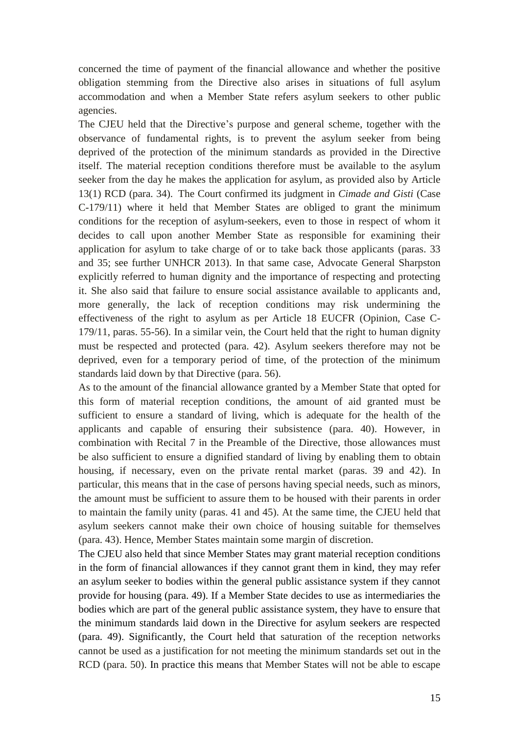concerned the time of payment of the financial allowance and whether the positive obligation stemming from the Directive also arises in situations of full asylum accommodation and when a Member State refers asylum seekers to other public agencies.

The CJEU held that the Directive's purpose and general scheme, together with the observance of fundamental rights, is to prevent the asylum seeker from being deprived of the protection of the minimum standards as provided in the Directive itself. The material reception conditions therefore must be available to the asylum seeker from the day he makes the application for asylum, as provided also by Article 13(1) RCD (para. 34). The Court confirmed its judgment in *Cimade and Gisti* (Case C-179/11) where it held that Member States are obliged to grant the minimum conditions for the reception of asylum-seekers, even to those in respect of whom it decides to call upon another Member State as responsible for examining their application for asylum to take charge of or to take back those applicants (paras. 33 and 35; see further UNHCR 2013). In that same case, Advocate General Sharpston explicitly referred to human dignity and the importance of respecting and protecting it. She also said that failure to ensure social assistance available to applicants and, more generally, the lack of reception conditions may risk undermining the effectiveness of the right to asylum as per Article 18 EUCFR (Opinion, Case C-179/11, paras. 55-56). In a similar vein, the Court held that the right to human dignity must be respected and protected (para. 42). Asylum seekers therefore may not be deprived, even for a temporary period of time, of the protection of the minimum standards laid down by that Directive (para. 56).

As to the amount of the financial allowance granted by a Member State that opted for this form of material reception conditions, the amount of aid granted must be sufficient to ensure a standard of living, which is adequate for the health of the applicants and capable of ensuring their subsistence (para. 40). However, in combination with Recital 7 in the Preamble of the Directive, those allowances must be also sufficient to ensure a dignified standard of living by enabling them to obtain housing, if necessary, even on the private rental market (paras. 39 and 42). In particular, this means that in the case of persons having special needs, such as minors, the amount must be sufficient to assure them to be housed with their parents in order to maintain the family unity (paras. 41 and 45). At the same time, the CJEU held that asylum seekers cannot make their own choice of housing suitable for themselves (para. 43). Hence, Member States maintain some margin of discretion.

The CJEU also held that since Member States may grant material reception conditions in the form of financial allowances if they cannot grant them in kind, they may refer an asylum seeker to bodies within the general public assistance system if they cannot provide for housing (para. 49). If a Member State decides to use as intermediaries the bodies which are part of the general public assistance system, they have to ensure that the minimum standards laid down in the Directive for asylum seekers are respected (para. 49). Significantly, the Court held that saturation of the reception networks cannot be used as a justification for not meeting the minimum standards set out in the RCD (para. 50). In practice this means that Member States will not be able to escape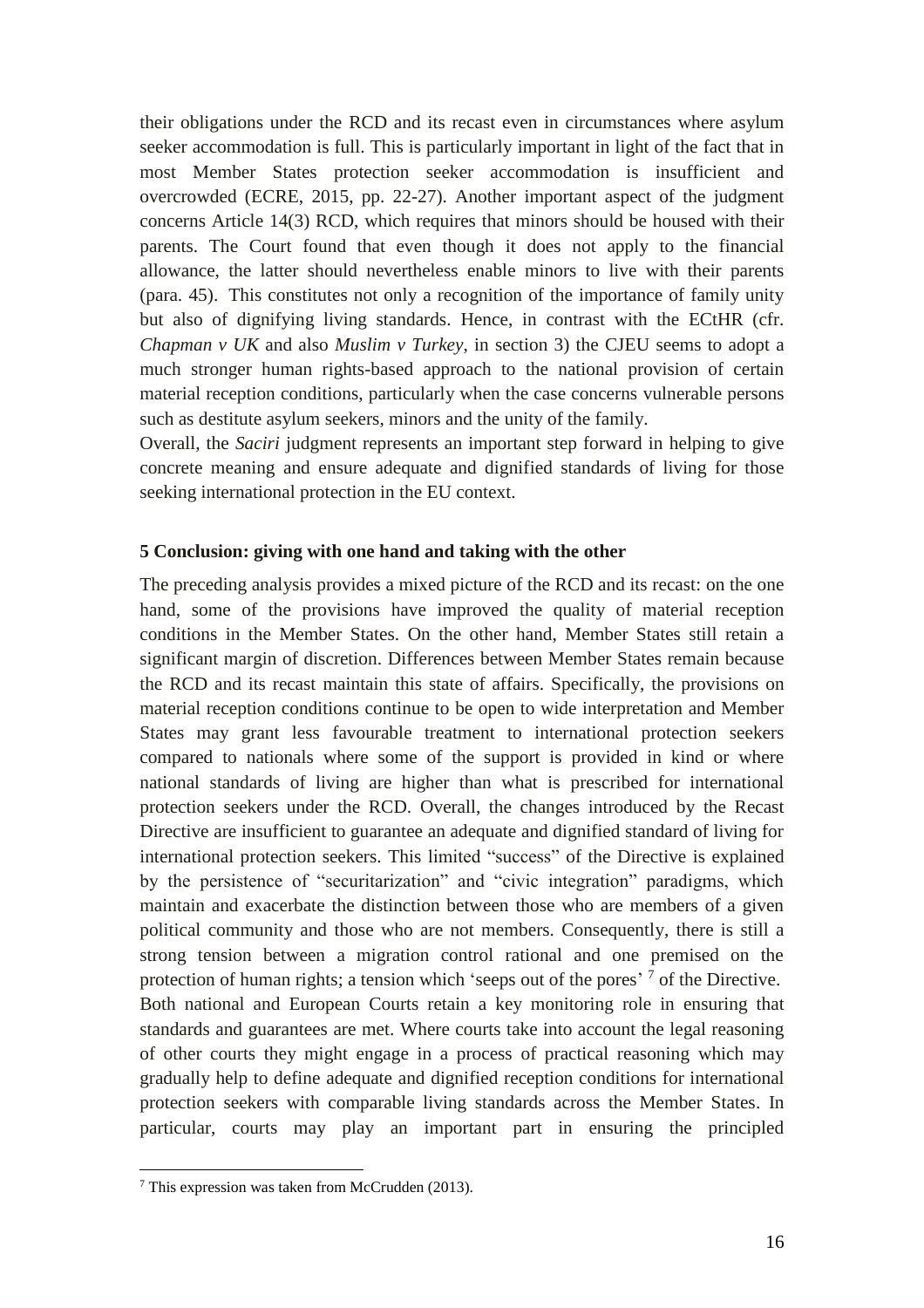their obligations under the RCD and its recast even in circumstances where asylum seeker accommodation is full. This is particularly important in light of the fact that in most Member States protection seeker accommodation is insufficient and overcrowded (ECRE, 2015, pp. 22-27). Another important aspect of the judgment concerns Article 14(3) RCD, which requires that minors should be housed with their parents. The Court found that even though it does not apply to the financial allowance, the latter should nevertheless enable minors to live with their parents (para. 45). This constitutes not only a recognition of the importance of family unity but also of dignifying living standards. Hence, in contrast with the ECtHR (cfr. *Chapman v UK* and also *Muslim v Turkey*, in section 3) the CJEU seems to adopt a much stronger human rights-based approach to the national provision of certain material reception conditions, particularly when the case concerns vulnerable persons such as destitute asylum seekers, minors and the unity of the family.

Overall, the *Saciri* judgment represents an important step forward in helping to give concrete meaning and ensure adequate and dignified standards of living for those seeking international protection in the EU context.

## 5 Conclusion: giving with one hand and taking with the other

The preceding analysis provides a mixed picture of the RCD and its recast: on the one hand, some of the provisions have improved the quality of material reception conditions in the Member States. On the other hand, Member States still retain a significant margin of discretion. Differences between Member States remain because the RCD and its recast maintain this state of affairs. Specifically, the provisions on material reception conditions continue to be open to wide interpretation and Member States may grant less favourable treatment to international protection seekers compared to nationals where some of the support is provided in kind or where national standards of living are higher than what is prescribed for international protection seekers under the RCD. Overall, the changes introduced by the Recast Directive are insufficient to guarantee an adequate and dignified standard of living for international protection seekers. This limited "success" of the Directive is explained by the persistence of "securitarization" and "civic integration" paradigms, which maintain and exacerbate the distinction between those who are members of a given political community and those who are not members. Consequently, there is still a strong tension between a migration control rational and one premised on the protection of human rights; a tension which 'seeps out of the pores' [7] of the Directive.

Both national and European Courts retain a key monitoring role in ensuring that standards and guarantees are met. Where courts take into account the legal reasoning of other courts they might engage in a process of practical reasoning which may gradually help to define adequate and dignified reception conditions for international protection seekers with comparable living standards across the Member States. In particular, courts may play an important part in ensuring the principled

[7] This expression was taken from McCrudden (2013).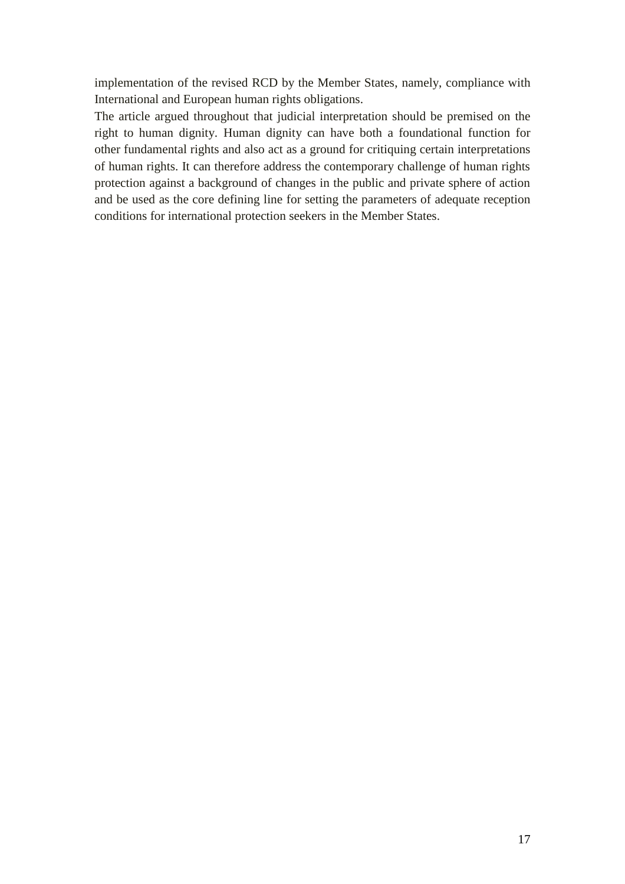implementation of the revised RCD by the Member States, namely, compliance with International and European human rights obligations.

The article argued throughout that judicial interpretation should be premised on the right to human dignity. Human dignity can have both a foundational function for other fundamental rights and also act as a ground for critiquing certain interpretations of human rights. It can therefore address the contemporary challenge of human rights protection against a background of changes in the public and private sphere of action and be used as the core defining line for setting the parameters of adequate reception conditions for international protection seekers in the Member States.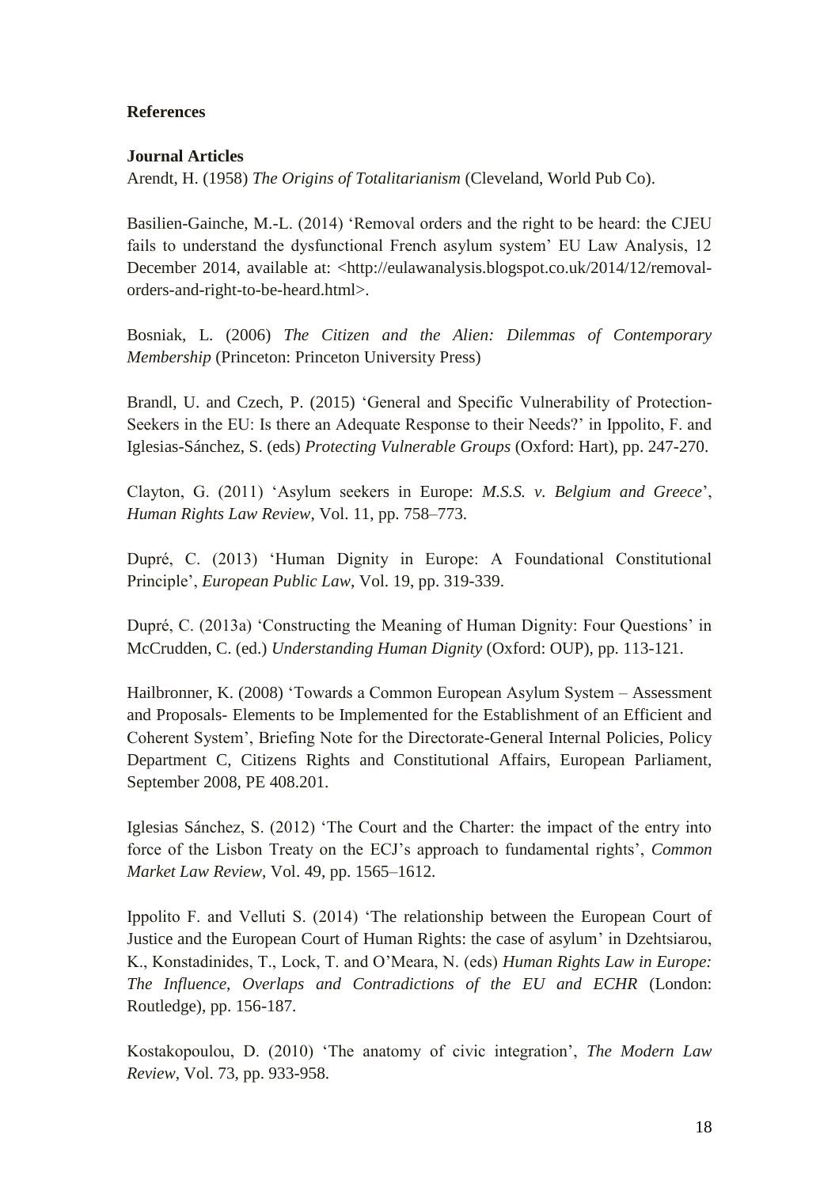**References**

**Journal Articles**

Arendt, H. (1958) *The Origins of Totalitarianism* (Cleveland, World Pub Co).

Basilien-Gainche, M.-L. (2014) 'Removal orders and the right to be heard: the CJEU fails to understand the dysfunctional French asylum system' EU Law Analysis, 12 December 2014, available at: <http://eulawanalysis.blogspot.co.uk/2014/12/removal-orders-and-right-to-be-heard.html>.

Bosniak, L. (2006) *The Citizen and the Alien: Dilemmas of Contemporary Membership* (Princeton: Princeton University Press)

Brandl, U. and Czech, P. (2015) 'General and Specific Vulnerability of Protection-Seekers in the EU: Is there an Adequate Response to their Needs?' in Ippolito, F. and Iglesias-Sánchez, S. (eds) *Protecting Vulnerable Groups* (Oxford: Hart), pp. 247-270.

Clayton, G. (2011) 'Asylum seekers in Europe: *M.S.S. v. Belgium and Greece*', *Human Rights Law Review*, Vol. 11, pp. 758–773.

Dupré, C. (2013) 'Human Dignity in Europe: A Foundational Constitutional Principle', *European Public Law*, Vol. 19, pp. 319-339.

Dupré, C. (2013a) 'Constructing the Meaning of Human Dignity: Four Questions' in McCrudden, C. (ed.) *Understanding Human Dignity* (Oxford: OUP), pp. 113-121.

Hailbronner, K. (2008) 'Towards a Common European Asylum System – Assessment and Proposals- Elements to be Implemented for the Establishment of an Efficient and Coherent System', Briefing Note for the Directorate-General Internal Policies, Policy Department C, Citizens Rights and Constitutional Affairs, European Parliament, September 2008, PE 408.201.

Iglesias Sánchez, S. (2012) 'The Court and the Charter: the impact of the entry into force of the Lisbon Treaty on the ECJ's approach to fundamental rights', *Common Market Law Review*, Vol. 49, pp. 1565–1612.

Ippolito F. and Velluti S. (2014) 'The relationship between the European Court of Justice and the European Court of Human Rights: the case of asylum' in Dzehtsiarou, K., Konstadinides, T., Lock, T. and O'Meara, N. (eds) *Human Rights Law in Europe: The Influence, Overlaps and Contradictions of the EU and ECHR* (London: Routledge), pp. 156-187.

Kostakopoulou, D. (2010) 'The anatomy of civic integration', *The Modern Law Review*, Vol. 73, pp. 933-958.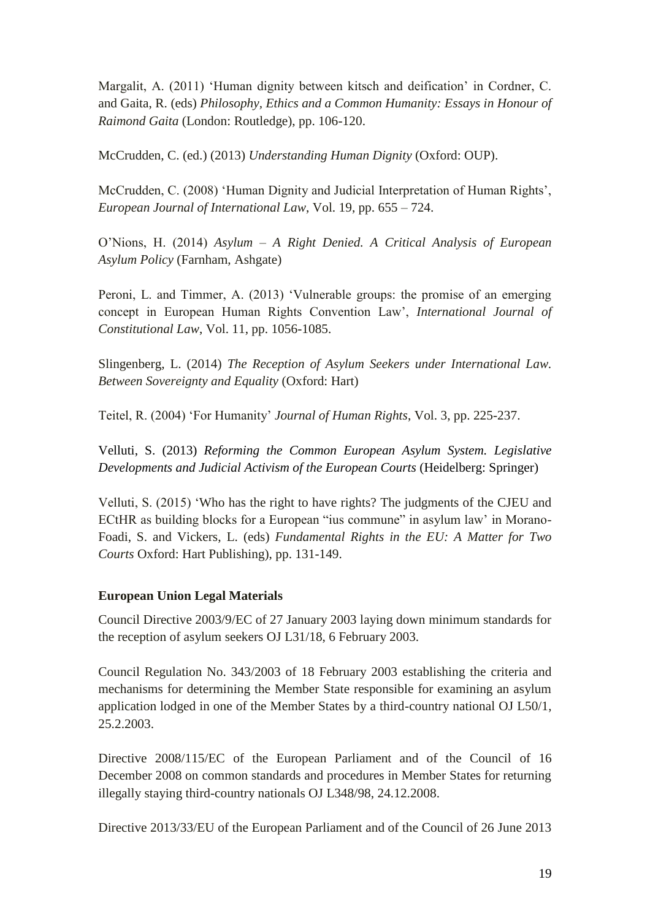Margalit, A. (2011) 'Human dignity between kitsch and deification' in Cordner, C. and Gaita, R. (eds) *Philosophy, Ethics and a Common Humanity: Essays in Honour of Raimond Gaita* (London: Routledge), pp. 106-120.

McCrudden, C. (ed.) (2013) *Understanding Human Dignity* (Oxford: OUP).

McCrudden, C. (2008) 'Human Dignity and Judicial Interpretation of Human Rights', *European Journal of International Law*, Vol. 19, pp. 655 – 724.

O'Nions, H. (2014) *Asylum – A Right Denied. A Critical Analysis of European Asylum Policy* (Farnham, Ashgate)

Peroni, L. and Timmer, A. (2013) 'Vulnerable groups: the promise of an emerging concept in European Human Rights Convention Law', *International Journal of Constitutional Law*, Vol. 11, pp. 1056-1085.

Slingenberg, L. (2014) *The Reception of Asylum Seekers under International Law. Between Sovereignty and Equality* (Oxford: Hart)

Teitel, R. (2004) 'For Humanity' *Journal of Human Rights*, Vol. 3, pp. 225-237.

Velluti, S. (2013) *Reforming the Common European Asylum System. Legislative Developments and Judicial Activism of the European Courts* (Heidelberg: Springer)

Velluti, S. (2015) 'Who has the right to have rights? The judgments of the CJEU and ECtHR as building blocks for a European "ius commune" in asylum law' in Morano-Foadi, S. and Vickers, L. (eds) *Fundamental Rights in the EU: A Matter for Two Courts* Oxford: Hart Publishing), pp. 131-149.

**European Union Legal Materials**

Council Directive 2003/9/EC of 27 January 2003 laying down minimum standards for the reception of asylum seekers OJ L31/18, 6 February 2003.

Council Regulation No. 343/2003 of 18 February 2003 establishing the criteria and mechanisms for determining the Member State responsible for examining an asylum application lodged in one of the Member States by a third-country national OJ L50/1, 25.2.2003.

Directive 2008/115/EC of the European Parliament and of the Council of 16 December 2008 on common standards and procedures in Member States for returning illegally staying third-country nationals OJ L348/98, 24.12.2008.

Directive 2013/33/EU of the European Parliament and of the Council of 26 June 2013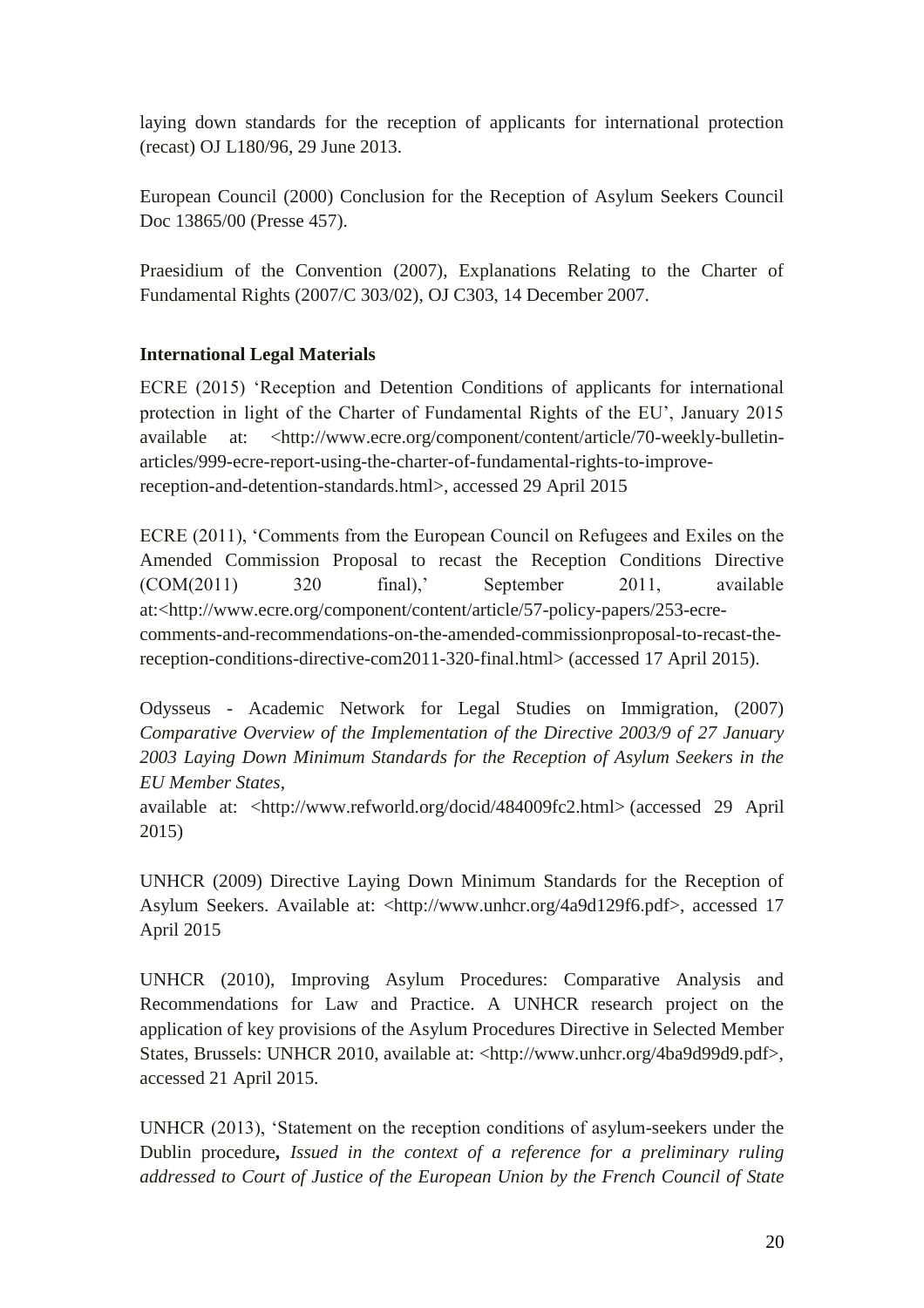laying down standards for the reception of applicants for international protection (recast) OJ L180/96, 29 June 2013.

European Council (2000) Conclusion for the Reception of Asylum Seekers Council Doc 13865/00 (Presse 457).

Praesidium of the Convention (2007), Explanations Relating to the Charter of Fundamental Rights (2007/C 303/02), OJ C303, 14 December 2007.

**International Legal Materials**

ECRE (2015) 'Reception and Detention Conditions of applicants for international protection in light of the Charter of Fundamental Rights of the EU', January 2015 available at: <http://www.ecre.org/component/content/article/70-weekly-bulletin-articles/999-ecre-report-using-the-charter-of-fundamental-rights-to-improve-reception-and-detention-standards.html>, accessed 29 April 2015

ECRE (2011), 'Comments from the European Council on Refugees and Exiles on the Amended Commission Proposal to recast the Reception Conditions Directive (COM(2011) 320 final),' September 2011, available at:<http://www.ecre.org/component/content/article/57-policy-papers/253-ecre-comments-and-recommendations-on-the-amended-commissionproposal-to-recast-the-reception-conditions-directive-com2011-320-final.html> (accessed 17 April 2015).

Odysseus - Academic Network for Legal Studies on Immigration, (2007) *Comparative Overview of the Implementation of the Directive 2003/9 of 27 January 2003 Laying Down Minimum Standards for the Reception of Asylum Seekers in the EU Member States*,
available at: <http://www.refworld.org/docid/484009fc2.html> (accessed 29 April 2015)

UNHCR (2009) Directive Laying Down Minimum Standards for the Reception of Asylum Seekers. Available at: <http://www.unhcr.org/4a9d129f6.pdf>, accessed 17 April 2015

UNHCR (2010), Improving Asylum Procedures: Comparative Analysis and Recommendations for Law and Practice. A UNHCR research project on the application of key provisions of the Asylum Procedures Directive in Selected Member States, Brussels: UNHCR 2010, available at: <http://www.unhcr.org/4ba9d99d9.pdf>, accessed 21 April 2015.

UNHCR (2013), 'Statement on the reception conditions of asylum-seekers under the Dublin procedure**,** *Issued in the context of a reference for a preliminary ruling addressed to Court of Justice of the European Union by the French Council of State*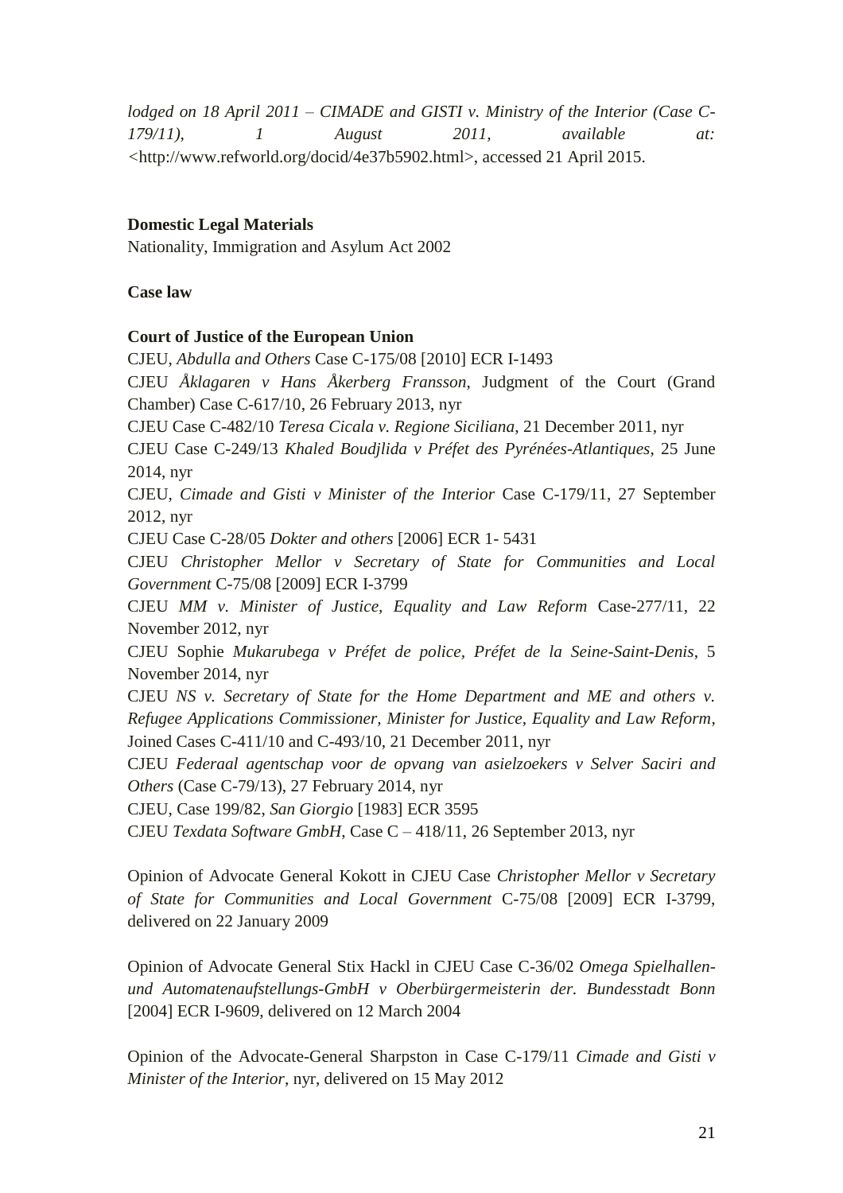*lodged on 18 April 2011 – CIMADE and GISTI v. Ministry of the Interior (Case C-179/11), 1 August 2011, available at:* <http://www.refworld.org/docid/4e37b5902.html>, accessed 21 April 2015.

**Domestic Legal Materials**

Nationality, Immigration and Asylum Act 2002

**Case law**

**Court of Justice of the European Union**

CJEU, *Abdulla and Others* Case C-175/08 [2010] ECR I-1493

CJEU *Åklagaren v Hans Åkerberg Fransson*, Judgment of the Court (Grand Chamber) Case C-617/10, 26 February 2013, nyr

CJEU Case C-482/10 *Teresa Cicala v. Regione Siciliana*, 21 December 2011, nyr

CJEU Case C-249/13 *Khaled Boudjlida v Préfet des Pyrénées-Atlantiques*, 25 June 2014, nyr

CJEU, *Cimade and Gisti v Minister of the Interior* Case C-179/11, 27 September 2012, nyr

CJEU Case C-28/05 *Dokter and others* [2006] ECR 1- 5431

CJEU *Christopher Mellor v Secretary of State for Communities and Local Government* C-75/08 [2009] ECR I-3799

CJEU *MM v. Minister of Justice, Equality and Law Reform* Case-277/11, 22 November 2012, nyr

CJEU Sophie *Mukarubega v Préfet de police, Préfet de la Seine-Saint-Denis*, 5 November 2014, nyr

CJEU *NS v. Secretary of State for the Home Department and ME and others v. Refugee Applications Commissioner, Minister for Justice, Equality and Law Reform*, Joined Cases C-411/10 and C-493/10, 21 December 2011, nyr

CJEU *Federaal agentschap voor de opvang van asielzoekers v Selver Saciri and Others* (Case C-79/13), 27 February 2014, nyr

CJEU, Case 199/82, *San Giorgio* [1983] ECR 3595

CJEU *Texdata Software GmbH*, Case C – 418/11, 26 September 2013, nyr

Opinion of Advocate General Kokott in CJEU Case *Christopher Mellor v Secretary of State for Communities and Local Government* C-75/08 [2009] ECR I-3799, delivered on 22 January 2009

Opinion of Advocate General Stix Hackl in CJEU Case C-36/02 *Omega Spielhallen-und Automatenaufstellungs-GmbH v Oberbürgermeisterin der. Bundesstadt Bonn* [2004] ECR I-9609, delivered on 12 March 2004

Opinion of the Advocate-General Sharpston in Case C-179/11 *Cimade and Gisti v Minister of the Interior*, nyr, delivered on 15 May 2012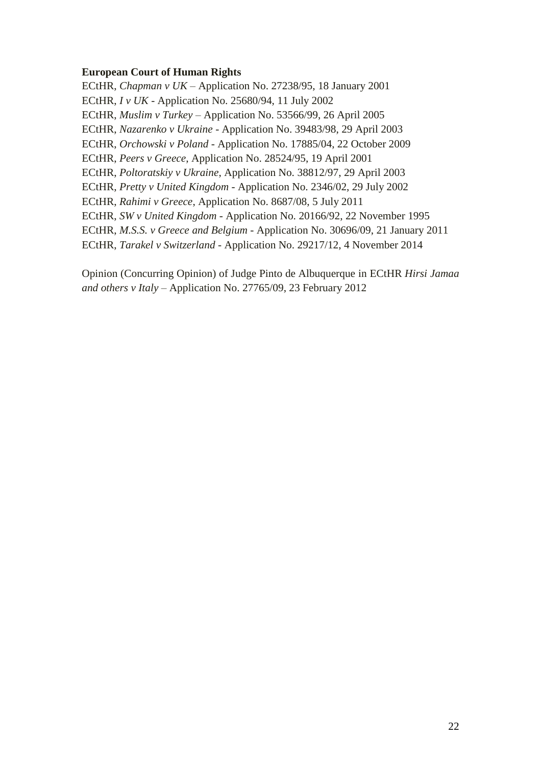**European Court of Human Rights**

ECtHR, *Chapman v UK* – Application No. 27238/95, 18 January 2001

ECtHR, *I v UK* - Application No. 25680/94, 11 July 2002

ECtHR, *Muslim v Turkey* – Application No. 53566/99, 26 April 2005

ECtHR, *Nazarenko v Ukraine* - Application No. 39483/98, 29 April 2003

ECtHR, *Orchowski v Poland* - Application No. 17885/04, 22 October 2009

ECtHR, *Peers v Greece*, Application No. 28524/95, 19 April 2001

ECtHR, *Poltoratskiy v Ukraine*, Application No. 38812/97, 29 April 2003

ECtHR, *Pretty v United Kingdom* - Application No. 2346/02, 29 July 2002

ECtHR, *Rahimi v Greece*, Application No. 8687/08, 5 July 2011

ECtHR, *SW v United Kingdom* - Application No. 20166/92, 22 November 1995

ECtHR, *M.S.S. v Greece and Belgium* - Application No. 30696/09, 21 January 2011

ECtHR, *Tarakel v Switzerland* - Application No. 29217/12, 4 November 2014

Opinion (Concurring Opinion) of Judge Pinto de Albuquerque in ECtHR *Hirsi Jamaa and others v Italy* – Application No. 27765/09, 23 February 2012